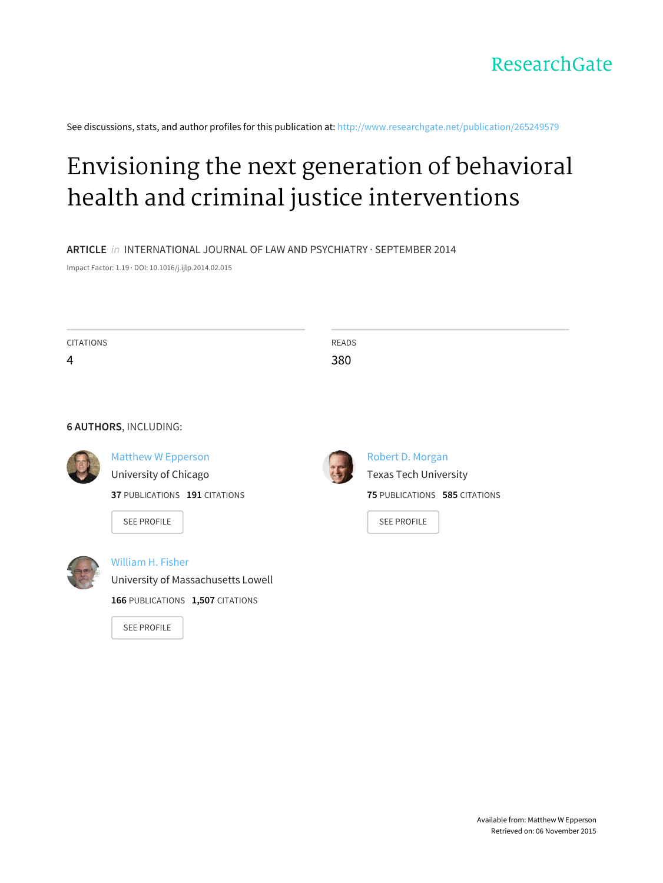ResearchGate

See discussions, stats, and author profiles for this publication at: http://www.researchgate.net/publication/265249579

# Envisioning the next generation of behavioral health and criminal justice interventions

**ARTICLE** *in* INTERNATIONAL JOURNAL OF LAW AND PSYCHIATRY · SEPTEMBER 2014

Impact Factor: 1.19 · DOI: 10.1016/j.ijlp.2014.02.015

CITATIONS
4

READS
380

**6 AUTHORS**, INCLUDING:

Matthew W Epperson
University of Chicago
**37** PUBLICATIONS **191** CITATIONS

SEE PROFILE

Robert D. Morgan
Texas Tech University
**75** PUBLICATIONS **585** CITATIONS

SEE PROFILE

William H. Fisher
University of Massachusetts Lowell
**166** PUBLICATIONS **1,507** CITATIONS

SEE PROFILE

Available from: Matthew W Epperson
Retrieved on: 06 November 2015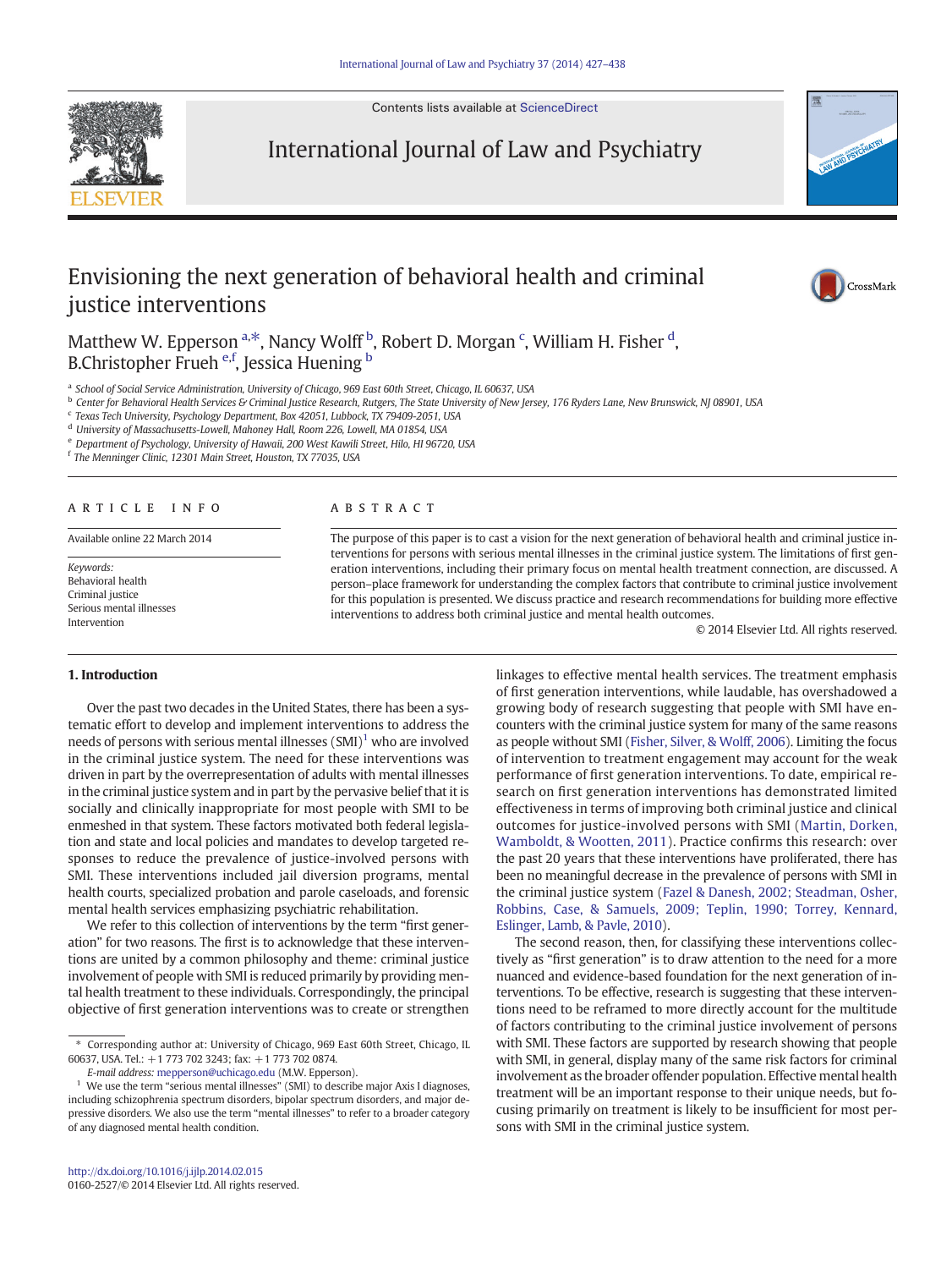# Envisioning the next generation of behavioral health and criminal justice interventions

Matthew W. Epperson [a,*], Nancy Wolff [b], Robert D. Morgan [c], William H. Fisher [d], B.Christopher Frueh [e,f], Jessica Huening [b]

[a] School of Social Service Administration, University of Chicago, 969 East 60th Street, Chicago, IL 60637, USA

[b] Center for Behavioral Health Services & Criminal Justice Research, Rutgers, The State University of New Jersey, 176 Ryders Lane, New Brunswick, NJ 08901, USA

[c] Texas Tech University, Psychology Department, Box 42051, Lubbock, TX 79409-2051, USA

[d] University of Massachusetts-Lowell, Mahoney Hall, Room 226, Lowell, MA 01854, USA

[e] Department of Psychology, University of Hawaii, 200 West Kawili Street, Hilo, HI 96720, USA

[f] The Menninger Clinic, 12301 Main Street, Houston, TX 77035, USA

## ARTICLE INFO

Available online 22 March 2014

*Keywords:*
Behavioral health
Criminal justice
Serious mental illnesses
Intervention

## ABSTRACT

The purpose of this paper is to cast a vision for the next generation of behavioral health and criminal justice interventions for persons with serious mental illnesses in the criminal justice system. The limitations of first generation interventions, including their primary focus on mental health treatment connection, are discussed. A person–place framework for understanding the complex factors that contribute to criminal justice involvement for this population is presented. We discuss practice and research recommendations for building more effective interventions to address both criminal justice and mental health outcomes.

© 2014 Elsevier Ltd. All rights reserved.

## 1. Introduction

Over the past two decades in the United States, there has been a systematic effort to develop and implement interventions to address the needs of persons with serious mental illnesses (SMI)[1] who are involved in the criminal justice system. The need for these interventions was driven in part by the overrepresentation of adults with mental illnesses in the criminal justice system and in part by the pervasive belief that it is socially and clinically inappropriate for most people with SMI to be enmeshed in that system. These factors motivated both federal legislation and state and local policies and mandates to develop targeted responses to reduce the prevalence of justice-involved persons with SMI. These interventions included jail diversion programs, mental health courts, specialized probation and parole caseloads, and forensic mental health services emphasizing psychiatric rehabilitation.

We refer to this collection of interventions by the term "first generation" for two reasons. The first is to acknowledge that these interventions are united by a common philosophy and theme: criminal justice involvement of people with SMI is reduced primarily by providing mental health treatment to these individuals. Correspondingly, the principal objective of first generation interventions was to create or strengthen linkages to effective mental health services. The treatment emphasis of first generation interventions, while laudable, has overshadowed a growing body of research suggesting that people with SMI have encounters with the criminal justice system for many of the same reasons as people without SMI (Fisher, Silver, & Wolff, 2006). Limiting the focus of intervention to treatment engagement may account for the weak performance of first generation interventions. To date, empirical research on first generation interventions has demonstrated limited effectiveness in terms of improving both criminal justice and clinical outcomes for justice-involved persons with SMI (Martin, Dorken, Wamboldt, & Wootten, 2011). Practice confirms this research: over the past 20 years that these interventions have proliferated, there has been no meaningful decrease in the prevalence of persons with SMI in the criminal justice system (Fazel & Danesh, 2002; Steadman, Osher, Robbins, Case, & Samuels, 2009; Teplin, 1990; Torrey, Kennard, Eslinger, Lamb, & Pavle, 2010).

The second reason, then, for classifying these interventions collectively as "first generation" is to draw attention to the need for a more nuanced and evidence-based foundation for the next generation of interventions. To be effective, research is suggesting that these interventions need to be reframed to more directly account for the multitude of factors contributing to the criminal justice involvement of persons with SMI. These factors are supported by research showing that people with SMI, in general, display many of the same risk factors for criminal involvement as the broader offender population. Effective mental health treatment will be an important response to their unique needs, but focusing primarily on treatment is likely to be insufficient for most persons with SMI in the criminal justice system.

---

* Corresponding author at: University of Chicago, 969 East 60th Street, Chicago, IL 60637, USA. Tel.: +1 773 702 3243; fax: +1 773 702 0874.
E-mail address: mepperson@uchicago.edu (M.W. Epperson).

[1] We use the term "serious mental illnesses" (SMI) to describe major Axis I diagnoses, including schizophrenia spectrum disorders, bipolar spectrum disorders, and major depressive disorders. We also use the term "mental illnesses" to refer to a broader category of any diagnosed mental health condition.

http://dx.doi.org/10.1016/j.ijlp.2014.02.015
0160-2527/© 2014 Elsevier Ltd. All rights reserved.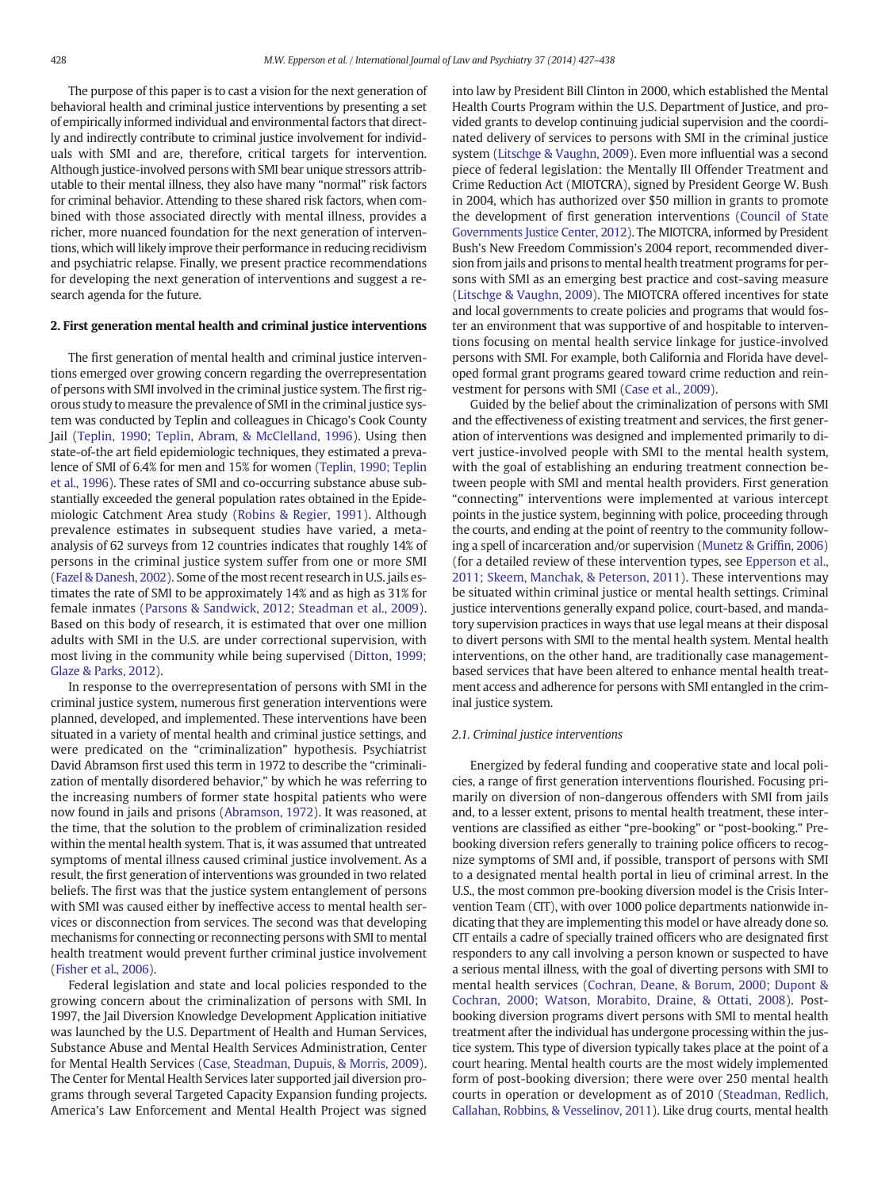The purpose of this paper is to cast a vision for the next generation of behavioral health and criminal justice interventions by presenting a set of empirically informed individual and environmental factors that directly and indirectly contribute to criminal justice involvement for individuals with SMI and are, therefore, critical targets for intervention. Although justice-involved persons with SMI bear unique stressors attributable to their mental illness, they also have many "normal" risk factors for criminal behavior. Attending to these shared risk factors, when combined with those associated directly with mental illness, provides a richer, more nuanced foundation for the next generation of interventions, which will likely improve their performance in reducing recidivism and psychiatric relapse. Finally, we present practice recommendations for developing the next generation of interventions and suggest a research agenda for the future.

## 2. First generation mental health and criminal justice interventions

The first generation of mental health and criminal justice interventions emerged over growing concern regarding the overrepresentation of persons with SMI involved in the criminal justice system. The first rigorous study to measure the prevalence of SMI in the criminal justice system was conducted by Teplin and colleagues in Chicago's Cook County Jail (Teplin, 1990; Teplin, Abram, & McClelland, 1996). Using then state-of-the art field epidemiologic techniques, they estimated a prevalence of SMI of 6.4% for men and 15% for women (Teplin, 1990; Teplin et al., 1996). These rates of SMI and co-occurring substance abuse substantially exceeded the general population rates obtained in the Epidemiologic Catchment Area study (Robins & Regier, 1991). Although prevalence estimates in subsequent studies have varied, a meta-analysis of 62 surveys from 12 countries indicates that roughly 14% of persons in the criminal justice system suffer from one or more SMI (Fazel & Danesh, 2002). Some of the most recent research in U.S. jails estimates the rate of SMI to be approximately 14% and as high as 31% for female inmates (Parsons & Sandwick, 2012; Steadman et al., 2009). Based on this body of research, it is estimated that over one million adults with SMI in the U.S. are under correctional supervision, with most living in the community while being supervised (Ditton, 1999; Glaze & Parks, 2012).

In response to the overrepresentation of persons with SMI in the criminal justice system, numerous first generation interventions were planned, developed, and implemented. These interventions have been situated in a variety of mental health and criminal justice settings, and were predicated on the "criminalization" hypothesis. Psychiatrist David Abramson first used this term in 1972 to describe the "criminalization of mentally disordered behavior," by which he was referring to the increasing numbers of former state hospital patients who were now found in jails and prisons (Abramson, 1972). It was reasoned, at the time, that the solution to the problem of criminalization resided within the mental health system. That is, it was assumed that untreated symptoms of mental illness caused criminal justice involvement. As a result, the first generation of interventions was grounded in two related beliefs. The first was that the justice system entanglement of persons with SMI was caused either by ineffective access to mental health services or disconnection from services. The second was that developing mechanisms for connecting or reconnecting persons with SMI to mental health treatment would prevent further criminal justice involvement (Fisher et al., 2006).

Federal legislation and state and local policies responded to the growing concern about the criminalization of persons with SMI. In 1997, the Jail Diversion Knowledge Development Application initiative was launched by the U.S. Department of Health and Human Services, Substance Abuse and Mental Health Services Administration, Center for Mental Health Services (Case, Steadman, Dupuis, & Morris, 2009). The Center for Mental Health Services later supported jail diversion programs through several Targeted Capacity Expansion funding projects. America's Law Enforcement and Mental Health Project was signed into law by President Bill Clinton in 2000, which established the Mental Health Courts Program within the U.S. Department of Justice, and provided grants to develop continuing judicial supervision and the coordinated delivery of services to persons with SMI in the criminal justice system (Litschge & Vaughn, 2009). Even more influential was a second piece of federal legislation: the Mentally Ill Offender Treatment and Crime Reduction Act (MIOTCRA), signed by President George W. Bush in 2004, which has authorized over $50 million in grants to promote the development of first generation interventions (Council of State Governments Justice Center, 2012). The MIOTCRA, informed by President Bush's New Freedom Commission's 2004 report, recommended diversion from jails and prisons to mental health treatment programs for persons with SMI as an emerging best practice and cost-saving measure (Litschge & Vaughn, 2009). The MIOTCRA offered incentives for state and local governments to create policies and programs that would foster an environment that was supportive of and hospitable to interventions focusing on mental health service linkage for justice-involved persons with SMI. For example, both California and Florida have developed formal grant programs geared toward crime reduction and reinvestment for persons with SMI (Case et al., 2009).

Guided by the belief about the criminalization of persons with SMI and the effectiveness of existing treatment and services, the first generation of interventions was designed and implemented primarily to divert justice-involved people with SMI to the mental health system, with the goal of establishing an enduring treatment connection between people with SMI and mental health providers. First generation "connecting" interventions were implemented at various intercept points in the justice system, beginning with police, proceeding through the courts, and ending at the point of reentry to the community following a spell of incarceration and/or supervision (Munetz & Griffin, 2006) (for a detailed review of these intervention types, see Epperson et al., 2011; Skeem, Manchak, & Peterson, 2011). These interventions may be situated within criminal justice or mental health settings. Criminal justice interventions generally expand police, court-based, and mandatory supervision practices in ways that use legal means at their disposal to divert persons with SMI to the mental health system. Mental health interventions, on the other hand, are traditionally case management-based services that have been altered to enhance mental health treatment access and adherence for persons with SMI entangled in the criminal justice system.

### 2.1. Criminal justice interventions

Energized by federal funding and cooperative state and local policies, a range of first generation interventions flourished. Focusing primarily on diversion of non-dangerous offenders with SMI from jails and, to a lesser extent, prisons to mental health treatment, these interventions are classified as either "pre-booking" or "post-booking." Pre-booking diversion refers generally to training police officers to recognize symptoms of SMI and, if possible, transport of persons with SMI to a designated mental health portal in lieu of criminal arrest. In the U.S., the most common pre-booking diversion model is the Crisis Intervention Team (CIT), with over 1000 police departments nationwide indicating that they are implementing this model or have already done so. CIT entails a cadre of specially trained officers who are designated first responders to any call involving a person known or suspected to have a serious mental illness, with the goal of diverting persons with SMI to mental health services (Cochran, Deane, & Borum, 2000; Dupont & Cochran, 2000; Watson, Morabito, Draine, & Ottati, 2008). Post-booking diversion programs divert persons with SMI to mental health treatment after the individual has undergone processing within the justice system. This type of diversion typically takes place at the point of a court hearing. Mental health courts are the most widely implemented form of post-booking diversion; there were over 250 mental health courts in operation or development as of 2010 (Steadman, Redlich, Callahan, Robbins, & Vesselinov, 2011). Like drug courts, mental health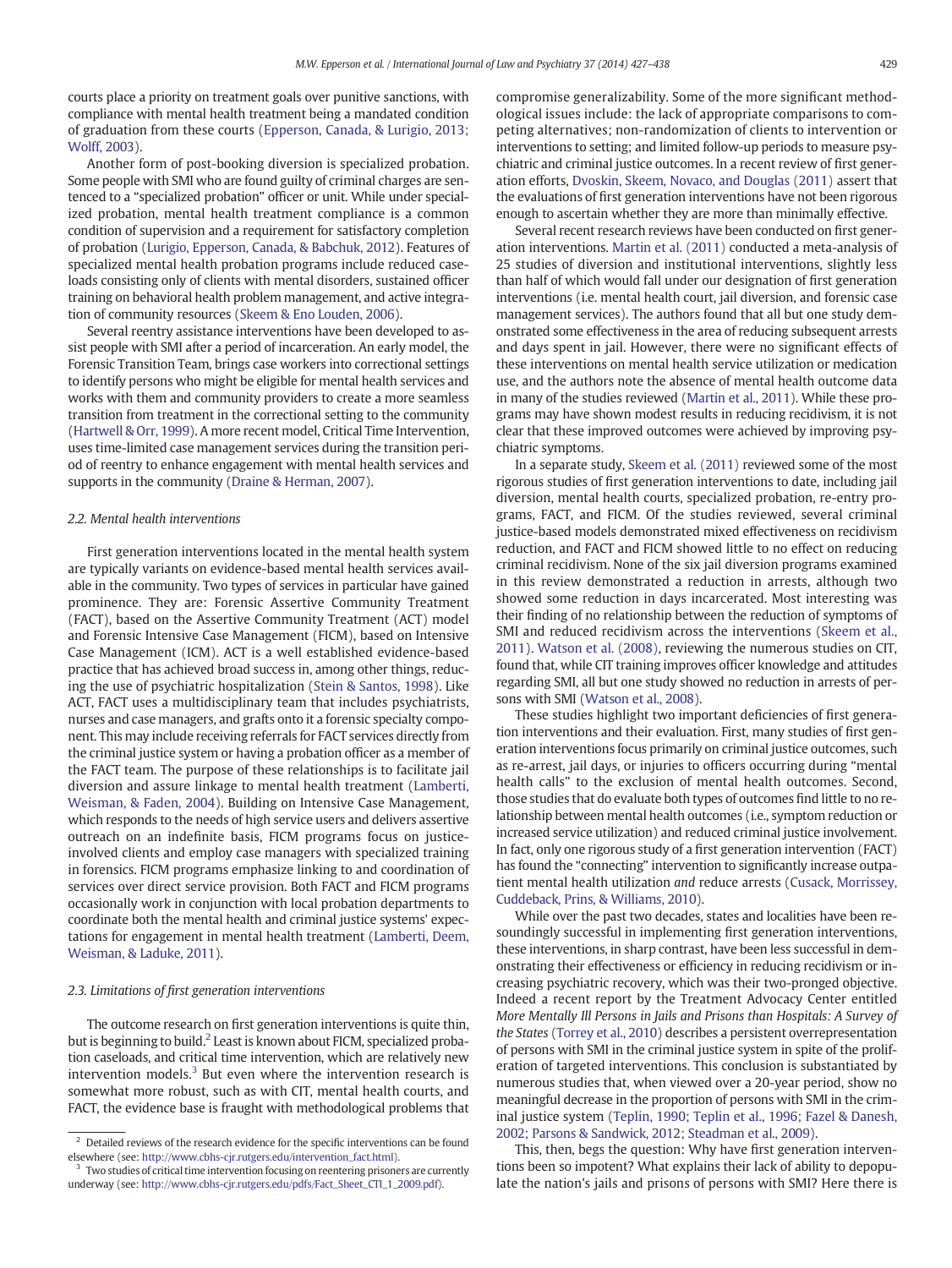courts place a priority on treatment goals over punitive sanctions, with compliance with mental health treatment being a mandated condition of graduation from these courts (Epperson, Canada, & Lurigio, 2013; Wolff, 2003).

Another form of post-booking diversion is specialized probation. Some people with SMI who are found guilty of criminal charges are sentenced to a "specialized probation" officer or unit. While under specialized probation, mental health treatment compliance is a common condition of supervision and a requirement for satisfactory completion of probation (Lurigio, Epperson, Canada, & Babchuk, 2012). Features of specialized mental health probation programs include reduced caseloads consisting only of clients with mental disorders, sustained officer training on behavioral health problem management, and active integration of community resources (Skeem & Eno Louden, 2006).

Several reentry assistance interventions have been developed to assist people with SMI after a period of incarceration. An early model, the Forensic Transition Team, brings case workers into correctional settings to identify persons who might be eligible for mental health services and works with them and community providers to create a more seamless transition from treatment in the correctional setting to the community (Hartwell & Orr, 1999). A more recent model, Critical Time Intervention, uses time-limited case management services during the transition period of reentry to enhance engagement with mental health services and supports in the community (Draine & Herman, 2007).

### 2.2. Mental health interventions

First generation interventions located in the mental health system are typically variants on evidence-based mental health services available in the community. Two types of services in particular have gained prominence. They are: Forensic Assertive Community Treatment (FACT), based on the Assertive Community Treatment (ACT) model and Forensic Intensive Case Management (FICM), based on Intensive Case Management (ICM). ACT is a well established evidence-based practice that has achieved broad success in, among other things, reducing the use of psychiatric hospitalization (Stein & Santos, 1998). Like ACT, FACT uses a multidisciplinary team that includes psychiatrists, nurses and case managers, and grafts onto it a forensic specialty component. This may include receiving referrals for FACT services directly from the criminal justice system or having a probation officer as a member of the FACT team. The purpose of these relationships is to facilitate jail diversion and assure linkage to mental health treatment (Lamberti, Weisman, & Faden, 2004). Building on Intensive Case Management, which responds to the needs of high service users and delivers assertive outreach on an indefinite basis, FICM programs focus on justice-involved clients and employ case managers with specialized training in forensics. FICM programs emphasize linking to and coordination of services over direct service provision. Both FACT and FICM programs occasionally work in conjunction with local probation departments to coordinate both the mental health and criminal justice systems' expectations for engagement in mental health treatment (Lamberti, Deem, Weisman, & Laduke, 2011).

### 2.3. Limitations of first generation interventions

The outcome research on first generation interventions is quite thin, but is beginning to build.[2] Least is known about FICM, specialized probation caseloads, and critical time intervention, which are relatively new intervention models.[3] But even where the intervention research is somewhat more robust, such as with CIT, mental health courts, and FACT, the evidence base is fraught with methodological problems that compromise generalizability. Some of the more significant methodological issues include: the lack of appropriate comparisons to competing alternatives; non-randomization of clients to intervention or interventions to setting; and limited follow-up periods to measure psychiatric and criminal justice outcomes. In a recent review of first generation efforts, Dvoskin, Skeem, Novaco, and Douglas (2011) assert that the evaluations of first generation interventions have not been rigorous enough to ascertain whether they are more than minimally effective.

Several recent research reviews have been conducted on first generation interventions. Martin et al. (2011) conducted a meta-analysis of 25 studies of diversion and institutional interventions, slightly less than half of which would fall under our designation of first generation interventions (i.e. mental health court, jail diversion, and forensic case management services). The authors found that all but one study demonstrated some effectiveness in the area of reducing subsequent arrests and days spent in jail. However, there were no significant effects of these interventions on mental health service utilization or medication use, and the authors note the absence of mental health outcome data in many of the studies reviewed (Martin et al., 2011). While these programs may have shown modest results in reducing recidivism, it is not clear that these improved outcomes were achieved by improving psychiatric symptoms.

In a separate study, Skeem et al. (2011) reviewed some of the most rigorous studies of first generation interventions to date, including jail diversion, mental health courts, specialized probation, re-entry programs, FACT, and FICM. Of the studies reviewed, several criminal justice-based models demonstrated mixed effectiveness on recidivism reduction, and FACT and FICM showed little to no effect on reducing criminal recidivism. None of the six jail diversion programs examined in this review demonstrated a reduction in arrests, although two showed some reduction in days incarcerated. Most interesting was their finding of no relationship between the reduction of symptoms of SMI and reduced recidivism across the interventions (Skeem et al., 2011). Watson et al. (2008), reviewing the numerous studies on CIT, found that, while CIT training improves officer knowledge and attitudes regarding SMI, all but one study showed no reduction in arrests of persons with SMI (Watson et al., 2008).

These studies highlight two important deficiencies of first generation interventions and their evaluation. First, many studies of first generation interventions focus primarily on criminal justice outcomes, such as re-arrest, jail days, or injuries to officers occurring during "mental health calls" to the exclusion of mental health outcomes. Second, those studies that do evaluate both types of outcomes find little to no relationship between mental health outcomes (i.e., symptom reduction or increased service utilization) and reduced criminal justice involvement. In fact, only one rigorous study of a first generation intervention (FACT) has found the "connecting" intervention to significantly increase outpatient mental health utilization *and* reduce arrests (Cusack, Morrissey, Cuddeback, Prins, & Williams, 2010).

While over the past two decades, states and localities have been resoundingly successful in implementing first generation interventions, these interventions, in sharp contrast, have been less successful in demonstrating their effectiveness or efficiency in reducing recidivism or increasing psychiatric recovery, which was their two-pronged objective. Indeed a recent report by the Treatment Advocacy Center entitled *More Mentally Ill Persons in Jails and Prisons than Hospitals: A Survey of the States* (Torrey et al., 2010) describes a persistent overrepresentation of persons with SMI in the criminal justice system in spite of the proliferation of targeted interventions. This conclusion is substantiated by numerous studies that, when viewed over a 20-year period, show no meaningful decrease in the proportion of persons with SMI in the criminal justice system (Teplin, 1990; Teplin et al., 1996; Fazel & Danesh, 2002; Parsons & Sandwick, 2012; Steadman et al., 2009).

This, then, begs the question: Why have first generation interventions been so impotent? What explains their lack of ability to depopulate the nation's jails and prisons of persons with SMI? Here there is

---

[2] Detailed reviews of the research evidence for the specific interventions can be found elsewhere (see: http://www.cbhs-cjr.rutgers.edu/intervention_fact.html).

[3] Two studies of critical time intervention focusing on reentering prisoners are currently underway (see: http://www.cbhs-cjr.rutgers.edu/pdfs/Fact_Sheet_CTI_1_2009.pdf).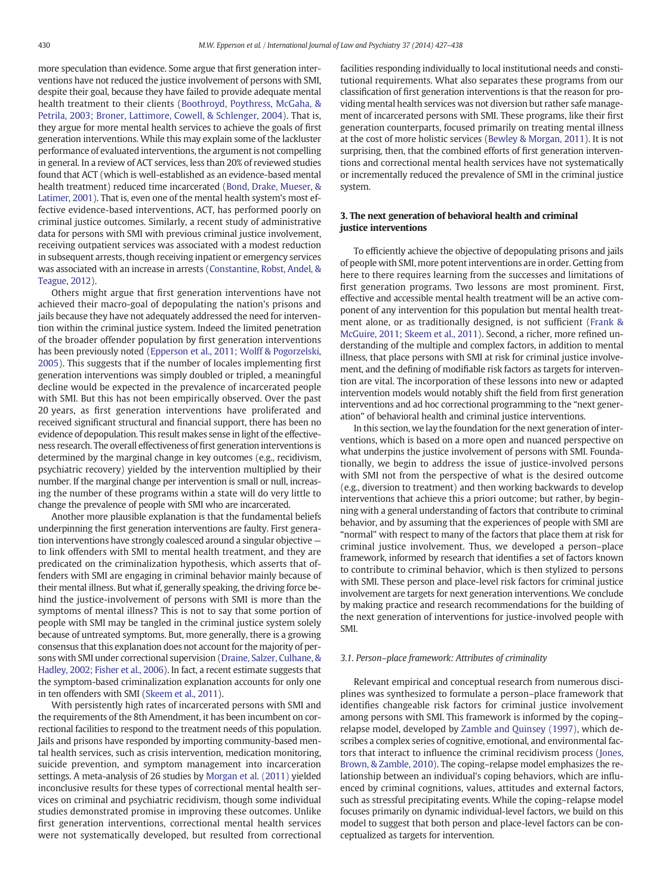more speculation than evidence. Some argue that first generation interventions have not reduced the justice involvement of persons with SMI, despite their goal, because they have failed to provide adequate mental health treatment to their clients (Boothroyd, Poythress, McGaha, & Petrila, 2003; Broner, Lattimore, Cowell, & Schlenger, 2004). That is, they argue for more mental health services to achieve the goals of first generation interventions. While this may explain some of the lackluster performance of evaluated interventions, the argument is not compelling in general. In a review of ACT services, less than 20% of reviewed studies found that ACT (which is well-established as an evidence-based mental health treatment) reduced time incarcerated (Bond, Drake, Mueser, & Latimer, 2001). That is, even one of the mental health system's most effective evidence-based interventions, ACT, has performed poorly on criminal justice outcomes. Similarly, a recent study of administrative data for persons with SMI with previous criminal justice involvement, receiving outpatient services was associated with a modest reduction in subsequent arrests, though receiving inpatient or emergency services was associated with an increase in arrests (Constantine, Robst, Andel, & Teague, 2012).

Others might argue that first generation interventions have not achieved their macro-goal of depopulating the nation's prisons and jails because they have not adequately addressed the need for intervention within the criminal justice system. Indeed the limited penetration of the broader offender population by first generation interventions has been previously noted (Epperson et al., 2011; Wolff & Pogorzelski, 2005). This suggests that if the number of locales implementing first generation interventions was simply doubled or tripled, a meaningful decline would be expected in the prevalence of incarcerated people with SMI. But this has not been empirically observed. Over the past 20 years, as first generation interventions have proliferated and received significant structural and financial support, there has been no evidence of depopulation. This result makes sense in light of the effectiveness research. The overall effectiveness of first generation interventions is determined by the marginal change in key outcomes (e.g., recidivism, psychiatric recovery) yielded by the intervention multiplied by their number. If the marginal change per intervention is small or null, increasing the number of these programs within a state will do very little to change the prevalence of people with SMI who are incarcerated.

Another more plausible explanation is that the fundamental beliefs underpinning the first generation interventions are faulty. First generation interventions have strongly coalesced around a singular objective — to link offenders with SMI to mental health treatment, and they are predicated on the criminalization hypothesis, which asserts that offenders with SMI are engaging in criminal behavior mainly because of their mental illness. But what if, generally speaking, the driving force behind the justice-involvement of persons with SMI is more than the symptoms of mental illness? This is not to say that some portion of people with SMI may be tangled in the criminal justice system solely because of untreated symptoms. But, more generally, there is a growing consensus that this explanation does not account for the majority of persons with SMI under correctional supervision (Draine, Salzer, Culhane, & Hadley, 2002; Fisher et al., 2006). In fact, a recent estimate suggests that the symptom-based criminalization explanation accounts for only one in ten offenders with SMI (Skeem et al., 2011).

With persistently high rates of incarcerated persons with SMI and the requirements of the 8th Amendment, it has been incumbent on correctional facilities to respond to the treatment needs of this population. Jails and prisons have responded by importing community-based mental health services, such as crisis intervention, medication monitoring, suicide prevention, and symptom management into incarceration settings. A meta-analysis of 26 studies by Morgan et al. (2011) yielded inconclusive results for these types of correctional mental health services on criminal and psychiatric recidivism, though some individual studies demonstrated promise in improving these outcomes. Unlike first generation interventions, correctional mental health services were not systematically developed, but resulted from correctional facilities responding individually to local institutional needs and constitutional requirements. What also separates these programs from our classification of first generation interventions is that the reason for providing mental health services was not diversion but rather safe management of incarcerated persons with SMI. These programs, like their first generation counterparts, focused primarily on treating mental illness at the cost of more holistic services (Bewley & Morgan, 2011). It is not surprising, then, that the combined efforts of first generation interventions and correctional mental health services have not systematically or incrementally reduced the prevalence of SMI in the criminal justice system.

## 3. The next generation of behavioral health and criminal justice interventions

To efficiently achieve the objective of depopulating prisons and jails of people with SMI, more potent interventions are in order. Getting from here to there requires learning from the successes and limitations of first generation programs. Two lessons are most prominent. First, effective and accessible mental health treatment will be an active component of any intervention for this population but mental health treatment alone, or as traditionally designed, is not sufficient (Frank & McGuire, 2011; Skeem et al., 2011). Second, a richer, more refined understanding of the multiple and complex factors, in addition to mental illness, that place persons with SMI at risk for criminal justice involvement, and the defining of modifiable risk factors as targets for intervention are vital. The incorporation of these lessons into new or adapted intervention models would notably shift the field from first generation interventions and ad hoc correctional programming to the "next generation" of behavioral health and criminal justice interventions.

In this section, we lay the foundation for the next generation of interventions, which is based on a more open and nuanced perspective on what underpins the justice involvement of persons with SMI. Foundationally, we begin to address the issue of justice-involved persons with SMI not from the perspective of what is the desired outcome (e.g., diversion to treatment) and then working backwards to develop interventions that achieve this a priori outcome; but rather, by beginning with a general understanding of factors that contribute to criminal behavior and by assuming that the experiences of people with SMI are "normal" with respect to many of the factors that place them at risk for criminal justice involvement. Thus, we developed a person–place framework, informed by research that identifies a set of factors known to contribute to criminal behavior, which is then stylized to persons with SMI. These person and place-level risk factors for criminal justice involvement are targets for next generation interventions. We conclude by making practice and research recommendations for the building of the next generation of interventions for justice-involved people with SMI.

### 3.1. Person–place framework: Attributes of criminality

Relevant empirical and conceptual research from numerous disciplines was synthesized to formulate a person–place framework that identifies changeable risk factors for criminal justice involvement among persons with SMI. This framework is informed by the coping–relapse model, developed by Zamble and Quinsey (1997), which describes a complex series of cognitive, emotional, and environmental factors that interact to influence the criminal recidivism process (Jones, Brown, & Zamble, 2010). The coping–relapse model emphasizes the relationship between an individual's coping behaviors, which are influenced by criminal cognitions, values, attitudes and external factors, such as stressful precipitating events. While the coping–relapse model focuses primarily on dynamic individual-level factors, we build on this model to suggest that both person and place-level factors can be conceptualized as targets for intervention.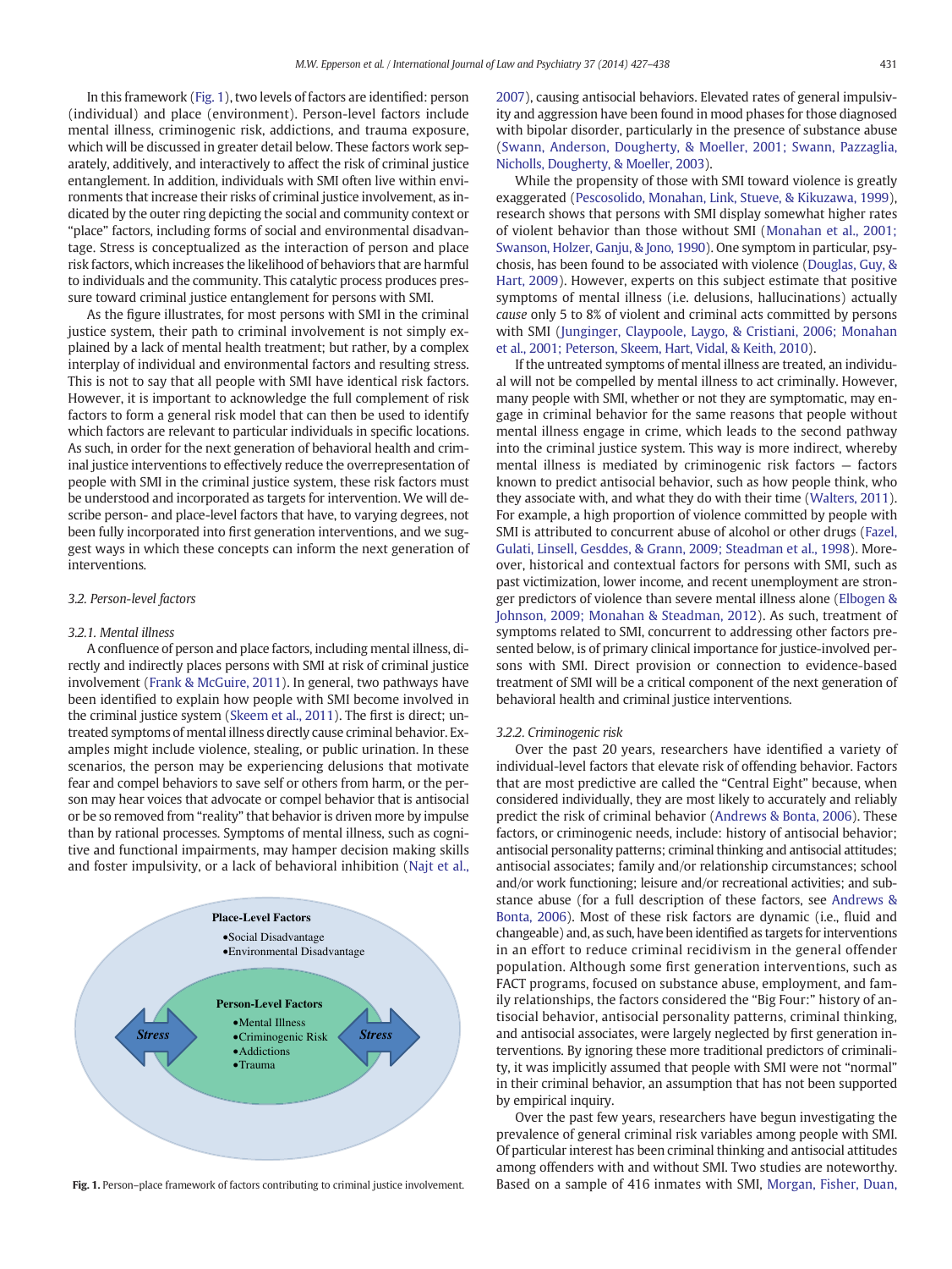In this framework (Fig. 1), two levels of factors are identified: person (individual) and place (environment). Person-level factors include mental illness, criminogenic risk, addictions, and trauma exposure, which will be discussed in greater detail below. These factors work separately, additively, and interactively to affect the risk of criminal justice entanglement. In addition, individuals with SMI often live within environments that increase their risks of criminal justice involvement, as indicated by the outer ring depicting the social and community context or "place" factors, including forms of social and environmental disadvantage. Stress is conceptualized as the interaction of person and place risk factors, which increases the likelihood of behaviors that are harmful to individuals and the community. This catalytic process produces pressure toward criminal justice entanglement for persons with SMI.

As the figure illustrates, for most persons with SMI in the criminal justice system, their path to criminal involvement is not simply explained by a lack of mental health treatment; but rather, by a complex interplay of individual and environmental factors and resulting stress. This is not to say that all people with SMI have identical risk factors. However, it is important to acknowledge the full complement of risk factors to form a general risk model that can then be used to identify which factors are relevant to particular individuals in specific locations. As such, in order for the next generation of behavioral health and criminal justice interventions to effectively reduce the overrepresentation of people with SMI in the criminal justice system, these risk factors must be understood and incorporated as targets for intervention. We will describe person- and place-level factors that have, to varying degrees, not been fully incorporated into first generation interventions, and we suggest ways in which these concepts can inform the next generation of interventions.

### 3.2. Person-level factors

#### 3.2.1. Mental illness

A confluence of person and place factors, including mental illness, directly and indirectly places persons with SMI at risk of criminal justice involvement (Frank & McGuire, 2011). In general, two pathways have been identified to explain how people with SMI become involved in the criminal justice system (Skeem et al., 2011). The first is direct; untreated symptoms of mental illness directly cause criminal behavior. Examples might include violence, stealing, or public urination. In these scenarios, the person may be experiencing delusions that motivate fear and compel behaviors to save self or others from harm, or the person may hear voices that advocate or compel behavior that is antisocial or be so removed from "reality" that behavior is driven more by impulse than by rational processes. Symptoms of mental illness, such as cognitive and functional impairments, may hamper decision making skills and foster impulsivity, or a lack of behavioral inhibition (Najt et al., 2007), causing antisocial behaviors. Elevated rates of general impulsivity and aggression have been found in mood phases for those diagnosed with bipolar disorder, particularly in the presence of substance abuse (Swann, Anderson, Dougherty, & Moeller, 2001; Swann, Pazzaglia, Nicholls, Dougherty, & Moeller, 2003).

**Place-Level Factors**
- Social Disadvantage
- Environmental Disadvantage

**Person-Level Factors**
- Mental Illness
- Criminogenic Risk
- Addictions
- Trauma

*Stress* ⟷ *Stress*

**Fig. 1.** Person–place framework of factors contributing to criminal justice involvement.

While the propensity of those with SMI toward violence is greatly exaggerated (Pescosolido, Monahan, Link, Stueve, & Kikuzawa, 1999), research shows that persons with SMI display somewhat higher rates of violent behavior than those without SMI (Monahan et al., 2001; Swanson, Holzer, Ganju, & Jono, 1990). One symptom in particular, psychosis, has been found to be associated with violence (Douglas, Guy, & Hart, 2009). However, experts on this subject estimate that positive symptoms of mental illness (i.e. delusions, hallucinations) actually *cause* only 5 to 8% of violent and criminal acts committed by persons with SMI (Junginger, Claypoole, Laygo, & Cristiani, 2006; Monahan et al., 2001; Peterson, Skeem, Hart, Vidal, & Keith, 2010).

If the untreated symptoms of mental illness are treated, an individual will not be compelled by mental illness to act criminally. However, many people with SMI, whether or not they are symptomatic, may engage in criminal behavior for the same reasons that people without mental illness engage in crime, which leads to the second pathway into the criminal justice system. This way is more indirect, whereby mental illness is mediated by criminogenic risk factors — factors known to predict antisocial behavior, such as how people think, who they associate with, and what they do with their time (Walters, 2011). For example, a high proportion of violence committed by people with SMI is attributed to concurrent abuse of alcohol or other drugs (Fazel, Gulati, Linsell, Gesddes, & Grann, 2009; Steadman et al., 1998). Moreover, historical and contextual factors for persons with SMI, such as past victimization, lower income, and recent unemployment are stronger predictors of violence than severe mental illness alone (Elbogen & Johnson, 2009; Monahan & Steadman, 2012). As such, treatment of symptoms related to SMI, concurrent to addressing other factors presented below, is of primary clinical importance for justice-involved persons with SMI. Direct provision or connection to evidence-based treatment of SMI will be a critical component of the next generation of behavioral health and criminal justice interventions.

#### 3.2.2. Criminogenic risk

Over the past 20 years, researchers have identified a variety of individual-level factors that elevate risk of offending behavior. Factors that are most predictive are called the "Central Eight" because, when considered individually, they are most likely to accurately and reliably predict the risk of criminal behavior (Andrews & Bonta, 2006). These factors, or criminogenic needs, include: history of antisocial behavior; antisocial personality patterns; criminal thinking and antisocial attitudes; antisocial associates; family and/or relationship circumstances; school and/or work functioning; leisure and/or recreational activities; and substance abuse (for a full description of these factors, see Andrews & Bonta, 2006). Most of these risk factors are dynamic (i.e., fluid and changeable) and, as such, have been identified as targets for interventions in an effort to reduce criminal recidivism in the general offender population. Although some first generation interventions, such as FACT programs, focused on substance abuse, employment, and family relationships, the factors considered the "Big Four:" history of antisocial behavior, antisocial personality patterns, criminal thinking, and antisocial associates, were largely neglected by first generation interventions. By ignoring these more traditional predictors of criminality, it was implicitly assumed that people with SMI were not "normal" in their criminal behavior, an assumption that has not been supported by empirical inquiry.

Over the past few years, researchers have begun investigating the prevalence of general criminal risk variables among people with SMI. Of particular interest has been criminal thinking and antisocial attitudes among offenders with and without SMI. Two studies are noteworthy. Based on a sample of 416 inmates with SMI, Morgan, Fisher, Duan,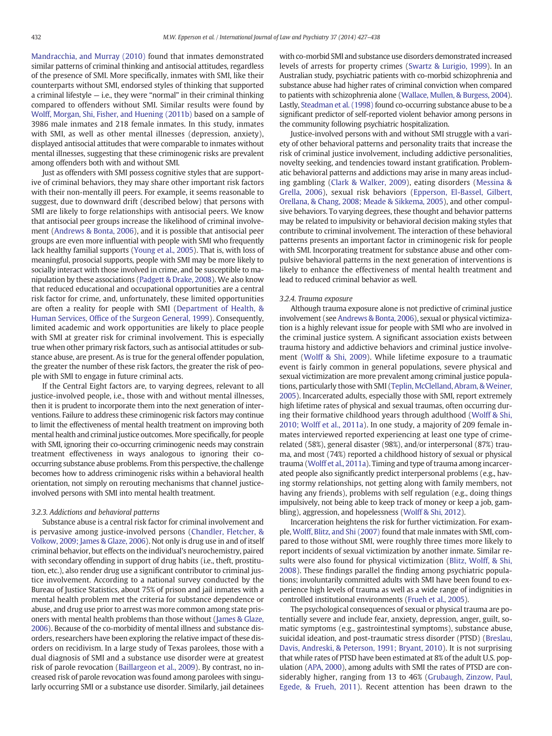Mandracchia, and Murray (2010) found that inmates demonstrated similar patterns of criminal thinking and antisocial attitudes, regardless of the presence of SMI. More specifically, inmates with SMI, like their counterparts without SMI, endorsed styles of thinking that supported a criminal lifestyle — i.e., they were "normal" in their criminal thinking compared to offenders without SMI. Similar results were found by Wolff, Morgan, Shi, Fisher, and Huening (2011b) based on a sample of 3986 male inmates and 218 female inmates. In this study, inmates with SMI, as well as other mental illnesses (depression, anxiety), displayed antisocial attitudes that were comparable to inmates without mental illnesses, suggesting that these criminogenic risks are prevalent among offenders both with and without SMI.

Just as offenders with SMI possess cognitive styles that are supportive of criminal behaviors, they may share other important risk factors with their non-mentally ill peers. For example, it seems reasonable to suggest, due to downward drift (described below) that persons with SMI are likely to forge relationships with antisocial peers. We know that antisocial peer groups increase the likelihood of criminal involvement (Andrews & Bonta, 2006), and it is possible that antisocial peer groups are even more influential with people with SMI who frequently lack healthy familial supports (Young et al., 2005). That is, with loss of meaningful, prosocial supports, people with SMI may be more likely to socially interact with those involved in crime, and be susceptible to manipulation by these associations (Padgett & Drake, 2008). We also know that reduced educational and occupational opportunities are a central risk factor for crime, and, unfortunately, these limited opportunities are often a reality for people with SMI (Department of Health, & Human Services, Office of the Surgeon General, 1999). Consequently, limited academic and work opportunities are likely to place people with SMI at greater risk for criminal involvement. This is especially true when other primary risk factors, such as antisocial attitudes or substance abuse, are present. As is true for the general offender population, the greater the number of these risk factors, the greater the risk of people with SMI to engage in future criminal acts.

If the Central Eight factors are, to varying degrees, relevant to all justice-involved people, i.e., those with and without mental illnesses, then it is prudent to incorporate them into the next generation of interventions. Failure to address these criminogenic risk factors may continue to limit the effectiveness of mental health treatment on improving both mental health and criminal justice outcomes. More specifically, for people with SMI, ignoring their co-occurring criminogenic needs may constrain treatment effectiveness in ways analogous to ignoring their co-occurring substance abuse problems. From this perspective, the challenge becomes how to address criminogenic risks within a behavioral health orientation, not simply on rerouting mechanisms that channel justice-involved persons with SMI into mental health treatment.

#### 3.2.3. Addictions and behavioral patterns

Substance abuse is a central risk factor for criminal involvement and is pervasive among justice-involved persons (Chandler, Fletcher, & Volkow, 2009; James & Glaze, 2006). Not only is drug use in and of itself criminal behavior, but effects on the individual's neurochemistry, paired with secondary offending in support of drug habits (i.e., theft, prostitution, etc.), also render drug use a significant contributor to criminal justice involvement. According to a national survey conducted by the Bureau of Justice Statistics, about 75% of prison and jail inmates with a mental health problem met the criteria for substance dependence or abuse, and drug use prior to arrest was more common among state prisoners with mental health problems than those without (James & Glaze, 2006). Because of the co-morbidity of mental illness and substance disorders, researchers have been exploring the relative impact of these disorders on recidivism. In a large study of Texas parolees, those with a dual diagnosis of SMI and a substance use disorder were at greatest risk of parole revocation (Baillargeon et al., 2009). By contrast, no increased risk of parole revocation was found among parolees with singularly occurring SMI or a substance use disorder. Similarly, jail detainees with co-morbid SMI and substance use disorders demonstrated increased levels of arrests for property crimes (Swartz & Lurigio, 1999). In an Australian study, psychiatric patients with co-morbid schizophrenia and substance abuse had higher rates of criminal conviction when compared to patients with schizophrenia alone (Wallace, Mullen, & Burgess, 2004). Lastly, Steadman et al. (1998) found co-occurring substance abuse to be a significant predictor of self-reported violent behavior among persons in the community following psychiatric hospitalization.

Justice-involved persons with and without SMI struggle with a variety of other behavioral patterns and personality traits that increase the risk of criminal justice involvement, including addictive personalities, novelty seeking, and tendencies toward instant gratification. Problematic behavioral patterns and addictions may arise in many areas including gambling (Clark & Walker, 2009), eating disorders (Messina & Grella, 2006), sexual risk behaviors (Epperson, El-Bassel, Gilbert, Orellana, & Chang, 2008; Meade & Sikkema, 2005), and other compulsive behaviors. To varying degrees, these thought and behavior patterns may be related to impulsivity or behavioral decision making styles that contribute to criminal involvement. The interaction of these behavioral patterns presents an important factor in criminogenic risk for people with SMI. Incorporating treatment for substance abuse and other compulsive behavioral patterns in the next generation of interventions is likely to enhance the effectiveness of mental health treatment and lead to reduced criminal behavior as well.

#### 3.2.4. Trauma exposure

Although trauma exposure alone is not predictive of criminal justice involvement (see Andrews & Bonta, 2006), sexual or physical victimization is a highly relevant issue for people with SMI who are involved in the criminal justice system. A significant association exists between trauma history and addictive behaviors and criminal justice involvement (Wolff & Shi, 2009). While lifetime exposure to a traumatic event is fairly common in general populations, severe physical and sexual victimization are more prevalent among criminal justice populations, particularly those with SMI (Teplin, McClelland, Abram, & Weiner, 2005). Incarcerated adults, especially those with SMI, report extremely high lifetime rates of physical and sexual traumas, often occurring during their formative childhood years through adulthood (Wolff & Shi, 2010; Wolff et al., 2011a). In one study, a majority of 209 female inmates interviewed reported experiencing at least one type of crime-related (58%), general disaster (98%), and/or interpersonal (87%) trauma, and most (74%) reported a childhood history of sexual or physical trauma (Wolff et al., 2011a). Timing and type of trauma among incarcerated people also significantly predict interpersonal problems (e.g., having stormy relationships, not getting along with family members, not having any friends), problems with self regulation (e.g., doing things impulsively, not being able to keep track of money or keep a job, gambling), aggression, and hopelessness (Wolff & Shi, 2012).

Incarceration heightens the risk for further victimization. For example, Wolff, Blitz, and Shi (2007) found that male inmates with SMI, compared to those without SMI, were roughly three times more likely to report incidents of sexual victimization by another inmate. Similar results were also found for physical victimization (Blitz, Wolff, & Shi, 2008). These findings parallel the finding among psychiatric populations; involuntarily committed adults with SMI have been found to experience high levels of trauma as well as a wide range of indignities in controlled institutional environments (Frueh et al., 2005).

The psychological consequences of sexual or physical trauma are potentially severe and include fear, anxiety, depression, anger, guilt, somatic symptoms (e.g., gastrointestinal symptoms), substance abuse, suicidal ideation, and post-traumatic stress disorder (PTSD) (Breslau, Davis, Andreski, & Peterson, 1991; Bryant, 2010). It is not surprising that while rates of PTSD have been estimated at 8% of the adult U.S. population (APA, 2000), among adults with SMI the rates of PTSD are considerably higher, ranging from 13 to 46% (Grubaugh, Zinzow, Paul, Egede, & Frueh, 2011). Recent attention has been drawn to the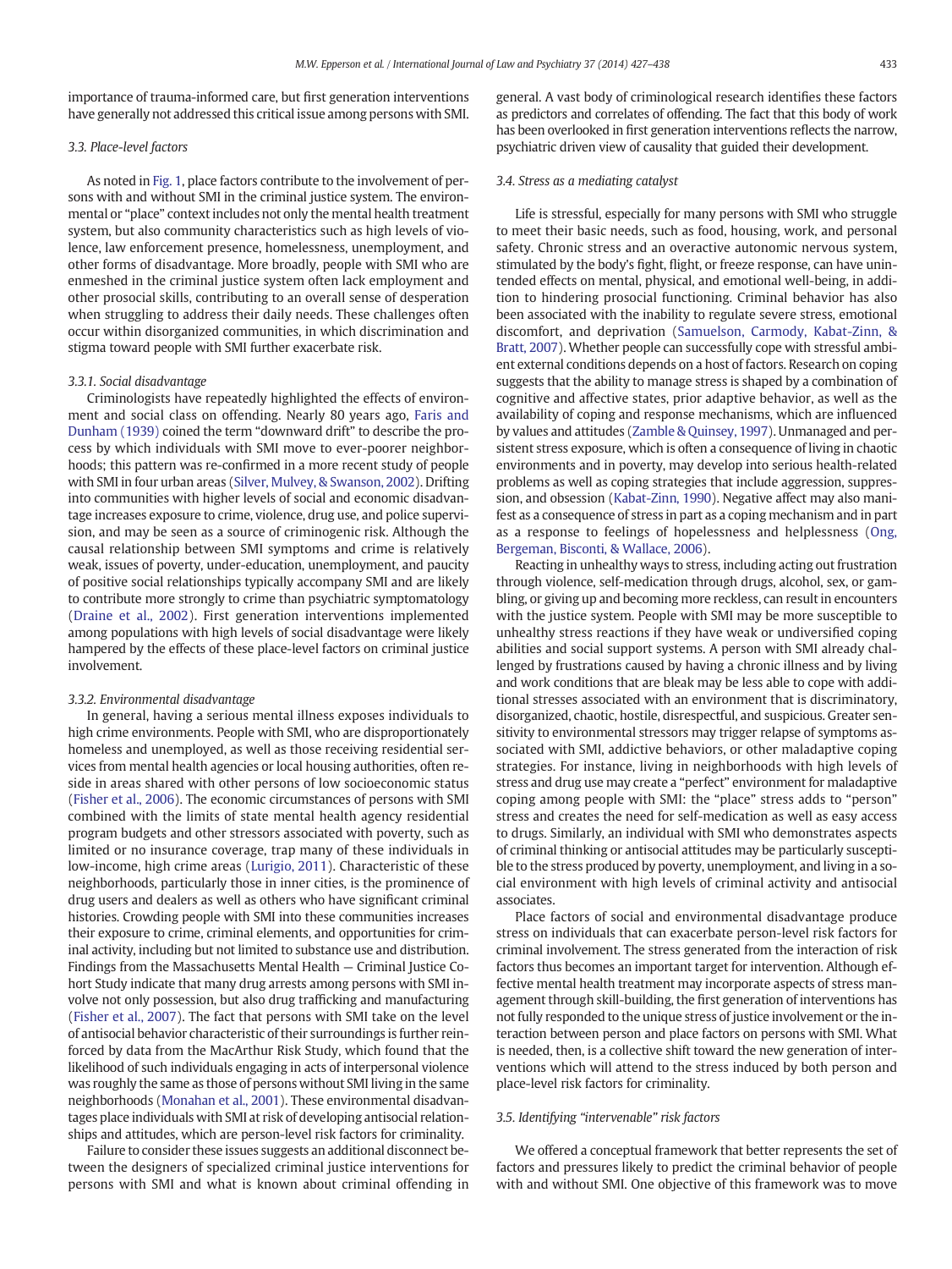importance of trauma-informed care, but first generation interventions have generally not addressed this critical issue among persons with SMI.

### 3.3. Place-level factors

As noted in Fig. 1, place factors contribute to the involvement of persons with and without SMI in the criminal justice system. The environmental or "place" context includes not only the mental health treatment system, but also community characteristics such as high levels of violence, law enforcement presence, homelessness, unemployment, and other forms of disadvantage. More broadly, people with SMI who are enmeshed in the criminal justice system often lack employment and other prosocial skills, contributing to an overall sense of desperation when struggling to address their daily needs. These challenges often occur within disorganized communities, in which discrimination and stigma toward people with SMI further exacerbate risk.

#### 3.3.1. Social disadvantage

Criminologists have repeatedly highlighted the effects of environment and social class on offending. Nearly 80 years ago, Faris and Dunham (1939) coined the term "downward drift" to describe the process by which individuals with SMI move to ever-poorer neighborhoods; this pattern was re-confirmed in a more recent study of people with SMI in four urban areas (Silver, Mulvey, & Swanson, 2002). Drifting into communities with higher levels of social and economic disadvantage increases exposure to crime, violence, drug use, and police supervision, and may be seen as a source of criminogenic risk. Although the causal relationship between SMI symptoms and crime is relatively weak, issues of poverty, under-education, unemployment, and paucity of positive social relationships typically accompany SMI and are likely to contribute more strongly to crime than psychiatric symptomatology (Draine et al., 2002). First generation interventions implemented among populations with high levels of social disadvantage were likely hampered by the effects of these place-level factors on criminal justice involvement.

#### 3.3.2. Environmental disadvantage

In general, having a serious mental illness exposes individuals to high crime environments. People with SMI, who are disproportionately homeless and unemployed, as well as those receiving residential services from mental health agencies or local housing authorities, often reside in areas shared with other persons of low socioeconomic status (Fisher et al., 2006). The economic circumstances of persons with SMI combined with the limits of state mental health agency residential program budgets and other stressors associated with poverty, such as limited or no insurance coverage, trap many of these individuals in low-income, high crime areas (Lurigio, 2011). Characteristic of these neighborhoods, particularly those in inner cities, is the prominence of drug users and dealers as well as others who have significant criminal histories. Crowding people with SMI into these communities increases their exposure to crime, criminal elements, and opportunities for criminal activity, including but not limited to substance use and distribution. Findings from the Massachusetts Mental Health — Criminal Justice Cohort Study indicate that many drug arrests among persons with SMI involve not only possession, but also drug trafficking and manufacturing (Fisher et al., 2007). The fact that persons with SMI take on the level of antisocial behavior characteristic of their surroundings is further reinforced by data from the MacArthur Risk Study, which found that the likelihood of such individuals engaging in acts of interpersonal violence was roughly the same as those of persons without SMI living in the same neighborhoods (Monahan et al., 2001). These environmental disadvantages place individuals with SMI at risk of developing antisocial relationships and attitudes, which are person-level risk factors for criminality.

Failure to consider these issues suggests an additional disconnect between the designers of specialized criminal justice interventions for persons with SMI and what is known about criminal offending in general. A vast body of criminological research identifies these factors as predictors and correlates of offending. The fact that this body of work has been overlooked in first generation interventions reflects the narrow, psychiatric driven view of causality that guided their development.

### 3.4. Stress as a mediating catalyst

Life is stressful, especially for many persons with SMI who struggle to meet their basic needs, such as food, housing, work, and personal safety. Chronic stress and an overactive autonomic nervous system, stimulated by the body's fight, flight, or freeze response, can have unintended effects on mental, physical, and emotional well-being, in addition to hindering prosocial functioning. Criminal behavior has also been associated with the inability to regulate severe stress, emotional discomfort, and deprivation (Samuelson, Carmody, Kabat-Zinn, & Bratt, 2007). Whether people can successfully cope with stressful ambient external conditions depends on a host of factors. Research on coping suggests that the ability to manage stress is shaped by a combination of cognitive and affective states, prior adaptive behavior, as well as the availability of coping and response mechanisms, which are influenced by values and attitudes (Zamble & Quinsey, 1997). Unmanaged and persistent stress exposure, which is often a consequence of living in chaotic environments and in poverty, may develop into serious health-related problems as well as coping strategies that include aggression, suppression, and obsession (Kabat-Zinn, 1990). Negative affect may also manifest as a consequence of stress in part as a coping mechanism and in part as a response to feelings of hopelessness and helplessness (Ong, Bergeman, Bisconti, & Wallace, 2006).

Reacting in unhealthy ways to stress, including acting out frustration through violence, self-medication through drugs, alcohol, sex, or gambling, or giving up and becoming more reckless, can result in encounters with the justice system. People with SMI may be more susceptible to unhealthy stress reactions if they have weak or undiversified coping abilities and social support systems. A person with SMI already challenged by frustrations caused by having a chronic illness and by living and work conditions that are bleak may be less able to cope with additional stresses associated with an environment that is discriminatory, disorganized, chaotic, hostile, disrespectful, and suspicious. Greater sensitivity to environmental stressors may trigger relapse of symptoms associated with SMI, addictive behaviors, or other maladaptive coping strategies. For instance, living in neighborhoods with high levels of stress and drug use may create a "perfect" environment for maladaptive coping among people with SMI: the "place" stress adds to "person" stress and creates the need for self-medication as well as easy access to drugs. Similarly, an individual with SMI who demonstrates aspects of criminal thinking or antisocial attitudes may be particularly susceptible to the stress produced by poverty, unemployment, and living in a social environment with high levels of criminal activity and antisocial associates.

Place factors of social and environmental disadvantage produce stress on individuals that can exacerbate person-level risk factors for criminal involvement. The stress generated from the interaction of risk factors thus becomes an important target for intervention. Although effective mental health treatment may incorporate aspects of stress management through skill-building, the first generation of interventions has not fully responded to the unique stress of justice involvement or the interaction between person and place factors on persons with SMI. What is needed, then, is a collective shift toward the new generation of interventions which will attend to the stress induced by both person and place-level risk factors for criminality.

### 3.5. Identifying "intervenable" risk factors

We offered a conceptual framework that better represents the set of factors and pressures likely to predict the criminal behavior of people with and without SMI. One objective of this framework was to move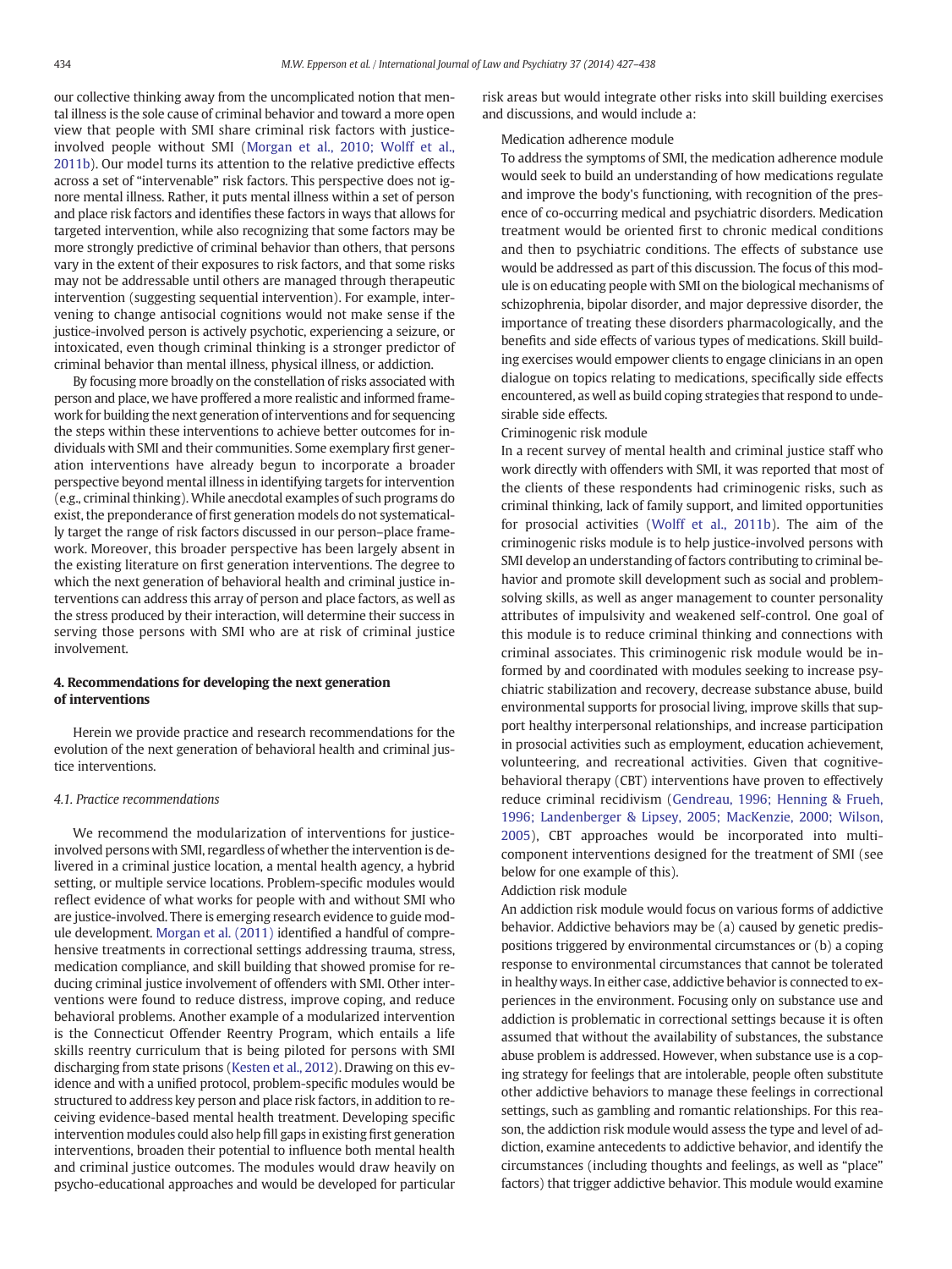our collective thinking away from the uncomplicated notion that mental illness is the sole cause of criminal behavior and toward a more open view that people with SMI share criminal risk factors with justice-involved people without SMI (Morgan et al., 2010; Wolff et al., 2011b). Our model turns its attention to the relative predictive effects across a set of "intervenable" risk factors. This perspective does not ignore mental illness. Rather, it puts mental illness within a set of person and place risk factors and identifies these factors in ways that allows for targeted intervention, while also recognizing that some factors may be more strongly predictive of criminal behavior than others, that persons vary in the extent of their exposures to risk factors, and that some risks may not be addressable until others are managed through therapeutic intervention (suggesting sequential intervention). For example, intervening to change antisocial cognitions would not make sense if the justice-involved person is actively psychotic, experiencing a seizure, or intoxicated, even though criminal thinking is a stronger predictor of criminal behavior than mental illness, physical illness, or addiction.

By focusing more broadly on the constellation of risks associated with person and place, we have proffered a more realistic and informed framework for building the next generation of interventions and for sequencing the steps within these interventions to achieve better outcomes for individuals with SMI and their communities. Some exemplary first generation interventions have already begun to incorporate a broader perspective beyond mental illness in identifying targets for intervention (e.g., criminal thinking). While anecdotal examples of such programs do exist, the preponderance of first generation models do not systematically target the range of risk factors discussed in our person–place framework. Moreover, this broader perspective has been largely absent in the existing literature on first generation interventions. The degree to which the next generation of behavioral health and criminal justice interventions can address this array of person and place factors, as well as the stress produced by their interaction, will determine their success in serving those persons with SMI who are at risk of criminal justice involvement.

## 4. Recommendations for developing the next generation of interventions

Herein we provide practice and research recommendations for the evolution of the next generation of behavioral health and criminal justice interventions.

### 4.1. Practice recommendations

We recommend the modularization of interventions for justice-involved persons with SMI, regardless of whether the intervention is delivered in a criminal justice location, a mental health agency, a hybrid setting, or multiple service locations. Problem-specific modules would reflect evidence of what works for people with and without SMI who are justice-involved. There is emerging research evidence to guide module development. Morgan et al. (2011) identified a handful of comprehensive treatments in correctional settings addressing trauma, stress, medication compliance, and skill building that showed promise for reducing criminal justice involvement of offenders with SMI. Other interventions were found to reduce distress, improve coping, and reduce behavioral problems. Another example of a modularized intervention is the Connecticut Offender Reentry Program, which entails a life skills reentry curriculum that is being piloted for persons with SMI discharging from state prisons (Kesten et al., 2012). Drawing on this evidence and with a unified protocol, problem-specific modules would be structured to address key person and place risk factors, in addition to receiving evidence-based mental health treatment. Developing specific intervention modules could also help fill gaps in existing first generation interventions, broaden their potential to influence both mental health and criminal justice outcomes. The modules would draw heavily on psycho-educational approaches and would be developed for particular risk areas but would integrate other risks into skill building exercises and discussions, and would include a:

Medication adherence module

To address the symptoms of SMI, the medication adherence module would seek to build an understanding of how medications regulate and improve the body's functioning, with recognition of the presence of co-occurring medical and psychiatric disorders. Medication treatment would be oriented first to chronic medical conditions and then to psychiatric conditions. The effects of substance use would be addressed as part of this discussion. The focus of this module is on educating people with SMI on the biological mechanisms of schizophrenia, bipolar disorder, and major depressive disorder, the importance of treating these disorders pharmacologically, and the benefits and side effects of various types of medications. Skill building exercises would empower clients to engage clinicians in an open dialogue on topics relating to medications, specifically side effects encountered, as well as build coping strategies that respond to undesirable side effects.

Criminogenic risk module

In a recent survey of mental health and criminal justice staff who work directly with offenders with SMI, it was reported that most of the clients of these respondents had criminogenic risks, such as criminal thinking, lack of family support, and limited opportunities for prosocial activities (Wolff et al., 2011b). The aim of the criminogenic risks module is to help justice-involved persons with SMI develop an understanding of factors contributing to criminal behavior and promote skill development such as social and problem-solving skills, as well as anger management to counter personality attributes of impulsivity and weakened self-control. One goal of this module is to reduce criminal thinking and connections with criminal associates. This criminogenic risk module would be informed by and coordinated with modules seeking to increase psychiatric stabilization and recovery, decrease substance abuse, build environmental supports for prosocial living, improve skills that support healthy interpersonal relationships, and increase participation in prosocial activities such as employment, education achievement, volunteering, and recreational activities. Given that cognitive-behavioral therapy (CBT) interventions have proven to effectively reduce criminal recidivism (Gendreau, 1996; Henning & Frueh, 1996; Landenberger & Lipsey, 2005; MacKenzie, 2000; Wilson, 2005), CBT approaches would be incorporated into multi-component interventions designed for the treatment of SMI (see below for one example of this).

Addiction risk module

An addiction risk module would focus on various forms of addictive behavior. Addictive behaviors may be (a) caused by genetic predispositions triggered by environmental circumstances or (b) a coping response to environmental circumstances that cannot be tolerated in healthy ways. In either case, addictive behavior is connected to experiences in the environment. Focusing only on substance use and addiction is problematic in correctional settings because it is often assumed that without the availability of substances, the substance abuse problem is addressed. However, when substance use is a coping strategy for feelings that are intolerable, people often substitute other addictive behaviors to manage these feelings in correctional settings, such as gambling and romantic relationships. For this reason, the addiction risk module would assess the type and level of addiction, examine antecedents to addictive behavior, and identify the circumstances (including thoughts and feelings, as well as "place" factors) that trigger addictive behavior. This module would examine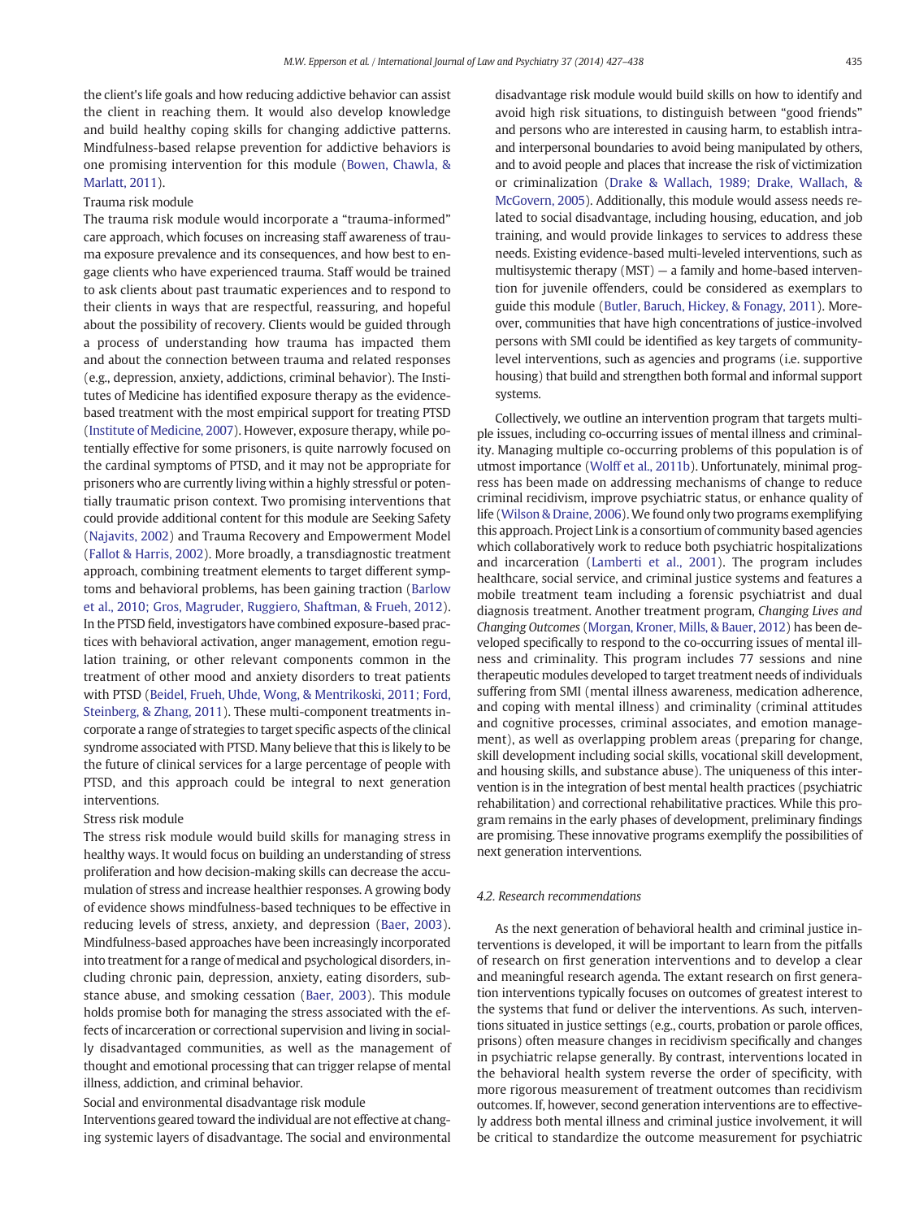the client's life goals and how reducing addictive behavior can assist the client in reaching them. It would also develop knowledge and build healthy coping skills for changing addictive patterns. Mindfulness-based relapse prevention for addictive behaviors is one promising intervention for this module (Bowen, Chawla, & Marlatt, 2011).

Trauma risk module

The trauma risk module would incorporate a "trauma-informed" care approach, which focuses on increasing staff awareness of trauma exposure prevalence and its consequences, and how best to engage clients who have experienced trauma. Staff would be trained to ask clients about past traumatic experiences and to respond to their clients in ways that are respectful, reassuring, and hopeful about the possibility of recovery. Clients would be guided through a process of understanding how trauma has impacted them and about the connection between trauma and related responses (e.g., depression, anxiety, addictions, criminal behavior). The Institutes of Medicine has identified exposure therapy as the evidence-based treatment with the most empirical support for treating PTSD (Institute of Medicine, 2007). However, exposure therapy, while potentially effective for some prisoners, is quite narrowly focused on the cardinal symptoms of PTSD, and it may not be appropriate for prisoners who are currently living within a highly stressful or potentially traumatic prison context. Two promising interventions that could provide additional content for this module are Seeking Safety (Najavits, 2002) and Trauma Recovery and Empowerment Model (Fallot & Harris, 2002). More broadly, a transdiagnostic treatment approach, combining treatment elements to target different symptoms and behavioral problems, has been gaining traction (Barlow et al., 2010; Gros, Magruder, Ruggiero, Shaftman, & Frueh, 2012). In the PTSD field, investigators have combined exposure-based practices with behavioral activation, anger management, emotion regulation training, or other relevant components common in the treatment of other mood and anxiety disorders to treat patients with PTSD (Beidel, Frueh, Uhde, Wong, & Mentrikoski, 2011; Ford, Steinberg, & Zhang, 2011). These multi-component treatments incorporate a range of strategies to target specific aspects of the clinical syndrome associated with PTSD. Many believe that this is likely to be the future of clinical services for a large percentage of people with PTSD, and this approach could be integral to next generation interventions.

Stress risk module

The stress risk module would build skills for managing stress in healthy ways. It would focus on building an understanding of stress proliferation and how decision-making skills can decrease the accumulation of stress and increase healthier responses. A growing body of evidence shows mindfulness-based techniques to be effective in reducing levels of stress, anxiety, and depression (Baer, 2003). Mindfulness-based approaches have been increasingly incorporated into treatment for a range of medical and psychological disorders, including chronic pain, depression, anxiety, eating disorders, substance abuse, and smoking cessation (Baer, 2003). This module holds promise both for managing the stress associated with the effects of incarceration or correctional supervision and living in socially disadvantaged communities, as well as the management of thought and emotional processing that can trigger relapse of mental illness, addiction, and criminal behavior.

Social and environmental disadvantage risk module

Interventions geared toward the individual are not effective at changing systemic layers of disadvantage. The social and environmental disadvantage risk module would build skills on how to identify and avoid high risk situations, to distinguish between "good friends" and persons who are interested in causing harm, to establish intra- and interpersonal boundaries to avoid being manipulated by others, and to avoid people and places that increase the risk of victimization or criminalization (Drake & Wallach, 1989; Drake, Wallach, & McGovern, 2005). Additionally, this module would assess needs related to social disadvantage, including housing, education, and job training, and would provide linkages to services to address these needs. Existing evidence-based multi-leveled interventions, such as multisystemic therapy (MST) — a family and home-based intervention for juvenile offenders, could be considered as exemplars to guide this module (Butler, Baruch, Hickey, & Fonagy, 2011). Moreover, communities that have high concentrations of justice-involved persons with SMI could be identified as key targets of community-level interventions, such as agencies and programs (i.e. supportive housing) that build and strengthen both formal and informal support systems.

Collectively, we outline an intervention program that targets multiple issues, including co-occurring issues of mental illness and criminality. Managing multiple co-occurring problems of this population is of utmost importance (Wolff et al., 2011b). Unfortunately, minimal progress has been made on addressing mechanisms of change to reduce criminal recidivism, improve psychiatric status, or enhance quality of life (Wilson & Draine, 2006). We found only two programs exemplifying this approach. Project Link is a consortium of community based agencies which collaboratively work to reduce both psychiatric hospitalizations and incarceration (Lamberti et al., 2001). The program includes healthcare, social service, and criminal justice systems and features a mobile treatment team including a forensic psychiatrist and dual diagnosis treatment. Another treatment program, *Changing Lives and Changing Outcomes* (Morgan, Kroner, Mills, & Bauer, 2012) has been developed specifically to respond to the co-occurring issues of mental illness and criminality. This program includes 77 sessions and nine therapeutic modules developed to target treatment needs of individuals suffering from SMI (mental illness awareness, medication adherence, and coping with mental illness) and criminality (criminal attitudes and cognitive processes, criminal associates, and emotion management), as well as overlapping problem areas (preparing for change, skill development including social skills, vocational skill development, and housing skills, and substance abuse). The uniqueness of this intervention is in the integration of best mental health practices (psychiatric rehabilitation) and correctional rehabilitative practices. While this program remains in the early phases of development, preliminary findings are promising. These innovative programs exemplify the possibilities of next generation interventions.

### 4.2. Research recommendations

As the next generation of behavioral health and criminal justice interventions is developed, it will be important to learn from the pitfalls of research on first generation interventions and to develop a clear and meaningful research agenda. The extant research on first generation interventions typically focuses on outcomes of greatest interest to the systems that fund or deliver the interventions. As such, interventions situated in justice settings (e.g., courts, probation or parole offices, prisons) often measure changes in recidivism specifically and changes in psychiatric relapse generally. By contrast, interventions located in the behavioral health system reverse the order of specificity, with more rigorous measurement of treatment outcomes than recidivism outcomes. If, however, second generation interventions are to effectively address both mental illness and criminal justice involvement, it will be critical to standardize the outcome measurement for psychiatric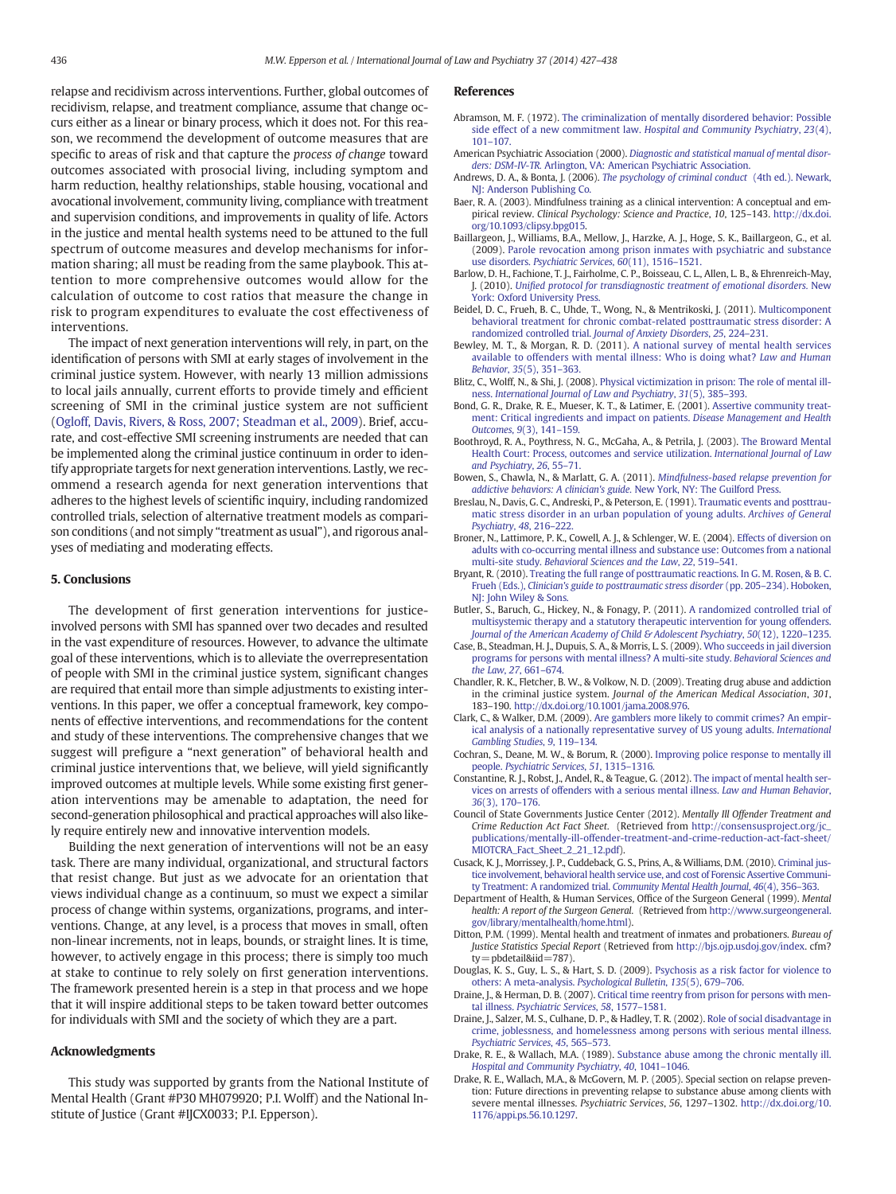relapse and recidivism across interventions. Further, global outcomes of recidivism, relapse, and treatment compliance, assume that change occurs either as a linear or binary process, which it does not. For this reason, we recommend the development of outcome measures that are specific to areas of risk and that capture the *process of change* toward outcomes associated with prosocial living, including symptom and harm reduction, healthy relationships, stable housing, vocational and avocational involvement, community living, compliance with treatment and supervision conditions, and improvements in quality of life. Actors in the justice and mental health systems need to be attuned to the full spectrum of outcome measures and develop mechanisms for information sharing; all must be reading from the same playbook. This attention to more comprehensive outcomes would allow for the calculation of outcome to cost ratios that measure the change in risk to program expenditures to evaluate the cost effectiveness of interventions.

The impact of next generation interventions will rely, in part, on the identification of persons with SMI at early stages of involvement in the criminal justice system. However, with nearly 13 million admissions to local jails annually, current efforts to provide timely and efficient screening of SMI in the criminal justice system are not sufficient (Ogloff, Davis, Rivers, & Ross, 2007; Steadman et al., 2009). Brief, accurate, and cost-effective SMI screening instruments are needed that can be implemented along the criminal justice continuum in order to identify appropriate targets for next generation interventions. Lastly, we recommend a research agenda for next generation interventions that adheres to the highest levels of scientific inquiry, including randomized controlled trials, selection of alternative treatment models as comparison conditions (and not simply "treatment as usual"), and rigorous analyses of mediating and moderating effects.

## 5. Conclusions

The development of first generation interventions for justice-involved persons with SMI has spanned over two decades and resulted in the vast expenditure of resources. However, to advance the ultimate goal of these interventions, which is to alleviate the overrepresentation of people with SMI in the criminal justice system, significant changes are required that entail more than simple adjustments to existing interventions. In this paper, we offer a conceptual framework, key components of effective interventions, and recommendations for the content and study of these interventions. The comprehensive changes that we suggest will prefigure a "next generation" of behavioral health and criminal justice interventions that, we believe, will yield significantly improved outcomes at multiple levels. While some existing first generation interventions may be amenable to adaptation, the need for second-generation philosophical and practical approaches will also likely require entirely new and innovative intervention models.

Building the next generation of interventions will not be an easy task. There are many individual, organizational, and structural factors that resist change. But just as we advocate for an orientation that views individual change as a continuum, so must we expect a similar process of change within systems, organizations, programs, and interventions. Change, at any level, is a process that moves in small, often non-linear increments, not in leaps, bounds, or straight lines. It is time, however, to actively engage in this process; there is simply too much at stake to continue to rely solely on first generation interventions. The framework presented herein is a step in that process and we hope that it will inspire additional steps to be taken toward better outcomes for individuals with SMI and the society of which they are a part.

## Acknowledgments

This study was supported by grants from the National Institute of Mental Health (Grant #P30 MH079920; P.I. Wolff) and the National Institute of Justice (Grant #IJCX0033; P.I. Epperson).

## References

Abramson, M. F. (1972). The criminalization of mentally disordered behavior: Possible side effect of a new commitment law. *Hospital and Community Psychiatry*, *23*(4), 101–107.

American Psychiatric Association (2000). *Diagnostic and statistical manual of mental disorders: DSM-IV-TR.* Arlington, VA: American Psychiatric Association.

Andrews, D. A., & Bonta, J. (2006). *The psychology of criminal conduct* (4th ed.). Newark, NJ: Anderson Publishing Co.

Baer, R. A. (2003). Mindfulness training as a clinical intervention: A conceptual and empirical review. *Clinical Psychology: Science and Practice*, *10*, 125–143. http://dx.doi.org/10.1093/clipsy.bpg015.

Baillargeon, J., Williams, B.A., Mellow, J., Harzke, A. J., Hoge, S. K., Baillargeon, G., et al. (2009). Parole revocation among prison inmates with psychiatric and substance use disorders. *Psychiatric Services*, *60*(11), 1516–1521.

Barlow, D. H., Fachione, T. J., Fairholme, C. P., Boisseau, C. L., Allen, L. B., & Ehrenreich-May, J. (2010). *Unified protocol for transdiagnostic treatment of emotional disorders.* New York: Oxford University Press.

Beidel, D. C., Frueh, B. C., Uhde, T., Wong, N., & Mentrikoski, J. (2011). Multicomponent behavioral treatment for chronic combat-related posttraumatic stress disorder: A randomized controlled trial. *Journal of Anxiety Disorders*, *25*, 224–231.

Bewley, M. T., & Morgan, R. D. (2011). A national survey of mental health services available to offenders with mental illness: Who is doing what? *Law and Human Behavior*, *35*(5), 351–363.

Blitz, C., Wolff, N., & Shi, J. (2008). Physical victimization in prison: The role of mental illness. *International Journal of Law and Psychiatry*, *31*(5), 385–393.

Bond, G. R., Drake, R. E., Mueser, K. T., & Latimer, E. (2001). Assertive community treatment: Critical ingredients and impact on patients. *Disease Management and Health Outcomes*, *9*(3), 141–159.

Boothroyd, R. A., Poythress, N. G., McGaha, A., & Petrila, J. (2003). The Broward Mental Health Court: Process, outcomes and service utilization. *International Journal of Law and Psychiatry*, *26*, 55–71.

Bowen, S., Chawla, N., & Marlatt, G. A. (2011). *Mindfulness-based relapse prevention for addictive behaviors: A clinician's guide.* New York, NY: The Guilford Press.

Breslau, N., Davis, G. C., Andreski, P., & Peterson, E. (1991). Traumatic events and posttraumatic stress disorder in an urban population of young adults. *Archives of General Psychiatry*, *48*, 216–222.

Broner, N., Lattimore, P. K., Cowell, A. J., & Schlenger, W. E. (2004). Effects of diversion on adults with co-occurring mental illness and substance use: Outcomes from a national multi-site study. *Behavioral Sciences and the Law*, *22*, 519–541.

Bryant, R. (2010). Treating the full range of posttraumatic reactions. In G. M. Rosen, & B. C. Frueh (Eds.), *Clinician's guide to posttraumatic stress disorder* (pp. 205–234). Hoboken, NJ: John Wiley & Sons.

Butler, S., Baruch, G., Hickey, N., & Fonagy, P. (2011). A randomized controlled trial of multisystemic therapy and a statutory therapeutic intervention for young offenders. *Journal of the American Academy of Child & Adolescent Psychiatry*, *50*(12), 1220–1235.

Case, B., Steadman, H. J., Dupuis, S. A., & Morris, L. S. (2009). Who succeeds in jail diversion programs for persons with mental illness? A multi-site study. *Behavioral Sciences and the Law*, *27*, 661–674.

Chandler, R. K., Fletcher, B. W., & Volkow, N. D. (2009). Treating drug abuse and addiction in the criminal justice system. *Journal of the American Medical Association*, *301*, 183–190. http://dx.doi.org/10.1001/jama.2008.976.

Clark, C., & Walker, D.M. (2009). Are gamblers more likely to commit crimes? An empirical analysis of a nationally representative survey of US young adults. *International Gambling Studies*, *9*, 119–134.

Cochran, S., Deane, M. W., & Borum, R. (2000). Improving police response to mentally ill people. *Psychiatric Services*, *51*, 1315–1316.

Constantine, R. J., Robst, J., Andel, R., & Teague, G. (2012). The impact of mental health services on arrests of offenders with a serious mental illness. *Law and Human Behavior*, *36*(3), 170–176.

Council of State Governments Justice Center (2012). *Mentally Ill Offender Treatment and Crime Reduction Act Fact Sheet.* (Retrieved from http://consensusproject.org/jc_publications/mentally-ill-offender-treatment-and-crime-reduction-act-fact-sheet/MIOTCRA_Fact_Sheet_2_21_12.pdf).

Cusack, K. J., Morrissey, J. P., Cuddeback, G. S., Prins, A., & Williams, D.M. (2010). Criminal justice involvement, behavioral health service use, and cost of Forensic Assertive Community Treatment: A randomized trial. *Community Mental Health Journal*, *46*(4), 356–363.

Department of Health, & Human Services, Office of the Surgeon General (1999). *Mental health: A report of the Surgeon General.* (Retrieved from http://www.surgeongeneral.gov/library/mentalhealth/home.html).

Ditton, P.M. (1999). Mental health and treatment of inmates and probationers. *Bureau of Justice Statistics Special Report* (Retrieved from http://bjs.ojp.usdoj.gov/index. cfm?ty=pbdetail&iid=787).

Douglas, K. S., Guy, L. S., & Hart, S. D. (2009). Psychosis as a risk factor for violence to others: A meta-analysis. *Psychological Bulletin*, *135*(5), 679–706.

Draine, J., & Herman, D. B. (2007). Critical time reentry from prison for persons with mental illness. *Psychiatric Services*, *58*, 1577–1581.

Draine, J., Salzer, M. S., Culhane, D. P., & Hadley, T. R. (2002). Role of social disadvantage in crime, joblessness, and homelessness among persons with serious mental illness. *Psychiatric Services*, *45*, 565–573.

Drake, R. E., & Wallach, M.A. (1989). Substance abuse among the chronic mentally ill. *Hospital and Community Psychiatry*, *40*, 1041–1046.

Drake, R. E., Wallach, M.A., & McGovern, M. P. (2005). Special section on relapse prevention: Future directions in preventing relapse to substance abuse among clients with severe mental illnesses. *Psychiatric Services*, *56*, 1297–1302. http://dx.doi.org/10.1176/appi.ps.56.10.1297.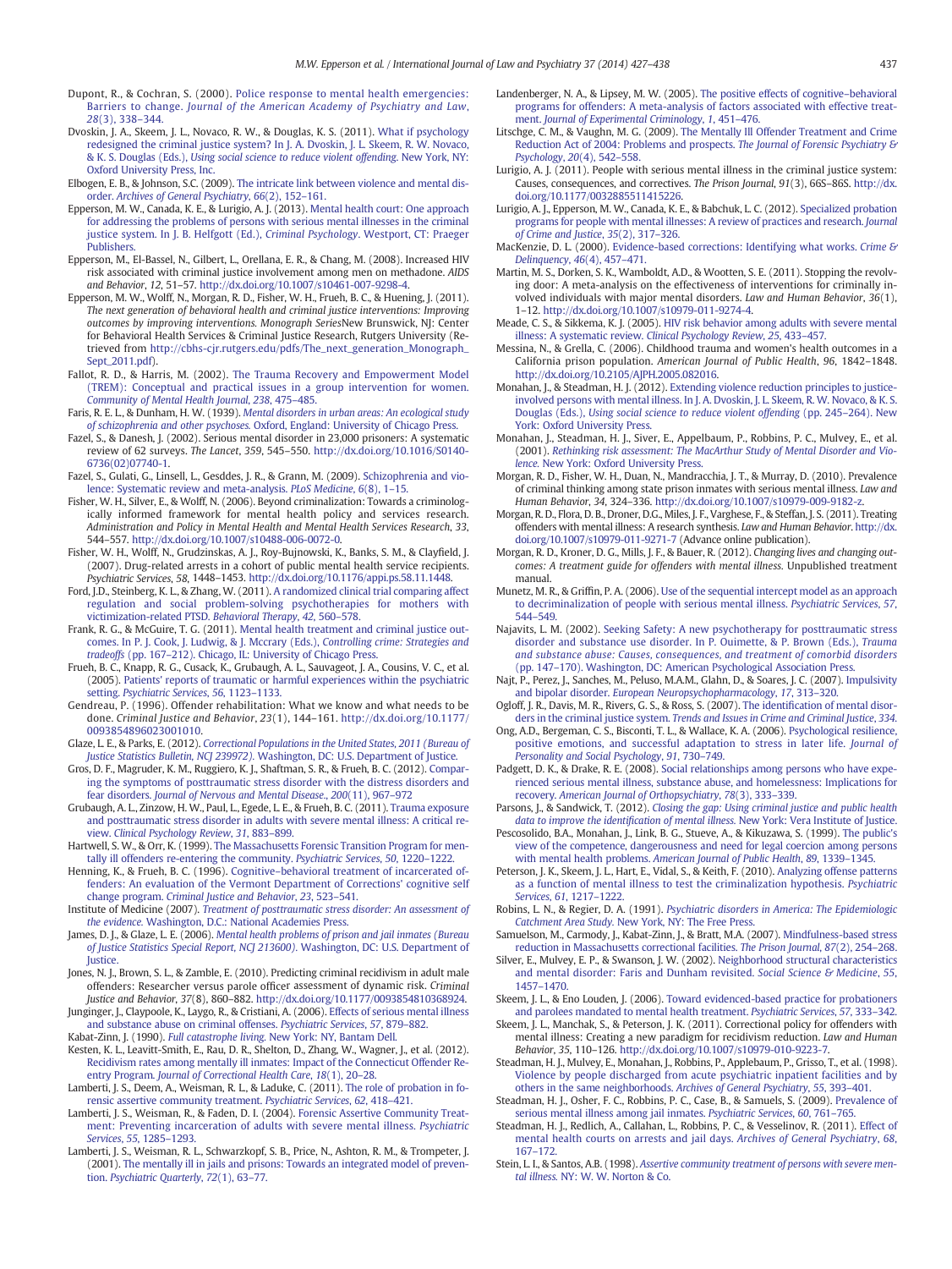Dupont, R., & Cochran, S. (2000). Police response to mental health emergencies: Barriers to change. *Journal of the American Academy of Psychiatry and Law*, *28*(3), 338–344.

Dvoskin, J. A., Skeem, J. L., Novaco, R. W., & Douglas, K. S. (2011). What if psychology redesigned the criminal justice system? In J. A. Dvoskin, J. L. Skeem, R. W. Novaco, & K. S. Douglas (Eds.), *Using social science to reduce violent offending*. New York, NY: Oxford University Press, Inc.

Elbogen, E. B., & Johnson, S.C. (2009). The intricate link between violence and mental disorder. *Archives of General Psychiatry*, *66*(2), 152–161.

Epperson, M. W., Canada, K. E., & Lurigio, A. J. (2013). Mental health court: One approach for addressing the problems of persons with serious mental illnesses in the criminal justice system. In J. B. Helfgott (Ed.), *Criminal Psychology*. Westport, CT: Praeger Publishers.

Epperson, M., El-Bassel, N., Gilbert, L., Orellana, E. R., & Chang, M. (2008). Increased HIV risk associated with criminal justice involvement among men on methadone. *AIDS and Behavior*, *12*, 51–57. http://dx.doi.org/10.1007/s10461-007-9298-4.

Epperson, M. W., Wolff, N., Morgan, R. D., Fisher, W. H., Frueh, B. C., & Huening, J. (2011). *The next generation of behavioral health and criminal justice interventions: Improving outcomes by improving interventions. Monograph Series*New Brunswick, NJ: Center for Behavioral Health Services & Criminal Justice Research, Rutgers University (Retrieved from http://cbhs-cjr.rutgers.edu/pdfs/The_next_generation_Monograph_Sept_2011.pdf).

Fallot, R. D., & Harris, M. (2002). The Trauma Recovery and Empowerment Model (TREM): Conceptual and practical issues in a group intervention for women. *Community of Mental Health Journal*, *238*, 475–485.

Faris, R. E. L., & Dunham, H. W. (1939). *Mental disorders in urban areas: An ecological study of schizophrenia and other psychoses*. Oxford, England: University of Chicago Press.

Fazel, S., & Danesh, J. (2002). Serious mental disorder in 23,000 prisoners: A systematic review of 62 surveys. *The Lancet*, *359*, 545–550. http://dx.doi.org/10.1016/S0140-6736(02)07740-1.

Fazel, S., Gulati, G., Linsell, L., Gesddes, J. R., & Grann, M. (2009). Schizophrenia and violence: Systematic review and meta-analysis. *PLoS Medicine*, *6*(8), 1–15.

Fisher, W. H., Silver, E., & Wolff, N. (2006). Beyond criminalization: Towards a criminologically informed framework for mental health policy and services research. *Administration and Policy in Mental Health and Mental Health Services Research*, *33*, 544–557. http://dx.doi.org/10.1007/s10488-006-0072-0.

Fisher, W. H., Wolff, N., Grudzinskas, A. J., Roy-Bujnowski, K., Banks, S. M., & Clayfield, J. (2007). Drug-related arrests in a cohort of public mental health service recipients. *Psychiatric Services*, *58*, 1448–1453. http://dx.doi.org/10.1176/appi.ps.58.11.1448.

Ford, J.D., Steinberg, K. L., & Zhang, W. (2011). A randomized clinical trial comparing affect regulation and social problem-solving psychotherapies for mothers with victimization-related PTSD. *Behavioral Therapy*, *42*, 560–578.

Frank, R. G., & McGuire, T. G. (2011). Mental health treatment and criminal justice outcomes. In P. J. Cook, J. Ludwig, & J. Mccrary (Eds.), *Controlling crime: Strategies and tradeoffs* (pp. 167–212). Chicago, IL: University of Chicago Press.

Frueh, B. C., Knapp, R. G., Cusack, K., Grubaugh, A. L., Sauvageot, J. A., Cousins, V. C., et al. (2005). Patients' reports of traumatic or harmful experiences within the psychiatric setting. *Psychiatric Services*, *56*, 1123–1133.

Gendreau, P. (1996). Offender rehabilitation: What we know and what needs to be done. *Criminal Justice and Behavior*, *23*(1), 144–161. http://dx.doi.org/10.1177/0093854896023001010.

Glaze, L. E., & Parks, E. (2012). *Correctional Populations in the United States, 2011 (Bureau of Justice Statistics Bulletin, NCJ 239972)*. Washington, DC: U.S. Department of Justice.

Gros, D. F., Magruder, K. M., Ruggiero, K. J., Shaftman, S. R., & Frueh, B. C. (2012). Comparing the symptoms of posttraumatic stress disorder with the distress disorders and fear disorders. *Journal of Nervous and Mental Disease*, *200*(11), 967–972

Grubaugh, A. L., Zinzow, H. W., Paul, L., Egede, L. E., & Frueh, B. C. (2011). Trauma exposure and posttraumatic stress disorder in adults with severe mental illness: A critical review. *Clinical Psychology Review*, *31*, 883–899.

Hartwell, S. W., & Orr, K. (1999). The Massachusetts Forensic Transition Program for mentally ill offenders re-entering the community. *Psychiatric Services*, *50*, 1220–1222.

Henning, K., & Frueh, B. C. (1996). Cognitive–behavioral treatment of incarcerated offenders: An evaluation of the Vermont Department of Corrections' cognitive self change program. *Criminal Justice and Behavior*, *23*, 523–541.

Institute of Medicine (2007). *Treatment of posttraumatic stress disorder: An assessment of the evidence*. Washington, D.C.: National Academies Press.

James, D. J., & Glaze, L. E. (2006). *Mental health problems of prison and jail inmates (Bureau of Justice Statistics Special Report, NCJ 213600)*. Washington, DC: U.S. Department of Justice.

Jones, N. J., Brown, S. L., & Zamble, E. (2010). Predicting criminal recidivism in adult male offenders: Researcher versus parole officer assessment of dynamic risk. *Criminal Justice and Behavior*, *37*(8), 860–882. http://dx.doi.org/10.1177/0093854810368924.

Junginger, J., Claypoole, K., Laygo, R., & Cristiani, A. (2006). Effects of serious mental illness and substance abuse on criminal offenses. *Psychiatric Services*, *57*, 879–882.

Kabat-Zinn, J. (1990). *Full catastrophe living*. New York: NY, Bantam Dell.

Kesten, K. L., Leavitt-Smith, E., Rau, D. R., Shelton, D., Zhang, W., Wagner, J., et al. (2012). Recidivism rates among mentally ill inmates: Impact of the Connecticut Offender Re-entry Program. *Journal of Correctional Health Care*, *18*(1), 20–28.

Lamberti, J. S., Deem, A., Weisman, R. L., & Laduke, C. (2011). The role of probation in forensic assertive community treatment. *Psychiatric Services*, *62*, 418–421.

Lamberti, J. S., Weisman, R., & Faden, D. I. (2004). Forensic Assertive Community Treatment: Preventing incarceration of adults with severe mental illness. *Psychiatric Services*, *55*, 1285–1293.

Lamberti, J. S., Weisman, R. L., Schwarzkopf, S. B., Price, N., Ashton, R. M., & Trompeter, J. (2001). The mentally ill in jails and prisons: Towards an integrated model of prevention. *Psychiatric Quarterly*, *72*(1), 63–77.

Landenberger, N. A., & Lipsey, M. W. (2005). The positive effects of cognitive–behavioral programs for offenders: A meta-analysis of factors associated with effective treatment. *Journal of Experimental Criminology*, *1*, 451–476.

Litschge, C. M., & Vaughn, M. G. (2009). The Mentally Ill Offender Treatment and Crime Reduction Act of 2004: Problems and prospects. *The Journal of Forensic Psychiatry & Psychology*, *20*(4), 542–558.

Lurigio, A. J. (2011). People with serious mental illness in the criminal justice system: Causes, consequences, and correctives. *The Prison Journal*, *91*(3), 66S–86S. http://dx.doi.org/10.1177/0032885511415226.

Lurigio, A. J., Epperson, M. W., Canada, K. E., & Babchuk, L. C. (2012). Specialized probation programs for people with mental illnesses: A review of practices and research. *Journal of Crime and Justice*, *35*(2), 317–326.

MacKenzie, D. L. (2000). Evidence-based corrections: Identifying what works. *Crime & Delinquency*, *46*(4), 457–471.

Martin, M. S., Dorken, S. K., Wamboldt, A.D., & Wootten, S. E. (2011). Stopping the revolving door: A meta-analysis on the effectiveness of interventions for criminally involved individuals with major mental disorders. *Law and Human Behavior*, *36*(1), 1–12. http://dx.doi.org/10.1007/s10979-011-9274-4.

Meade, C. S., & Sikkema, K. J. (2005). HIV risk behavior among adults with severe mental illness: A systematic review. *Clinical Psychology Review*, *25*, 433–457.

Messina, N., & Grella, C. (2006). Childhood trauma and women's health outcomes in a California prison population. *American Journal of Public Health*, *96*, 1842–1848. http://dx.doi.org/10.2105/AJPH.2005.082016.

Monahan, J., & Steadman, H. J. (2012). Extending violence reduction principles to justice-involved persons with mental illness. In J. A. Dvoskin, J. L. Skeem, R. W. Novaco, & K. S. Douglas (Eds.), *Using social science to reduce violent offending* (pp. 245–264). New York: Oxford University Press.

Monahan, J., Steadman, H. J., Siver, E., Appelbaum, P., Robbins, P. C., Mulvey, E., et al. (2001). *Rethinking risk assessment: The MacArthur Study of Mental Disorder and Violence*. New York: Oxford University Press.

Morgan, R. D., Fisher, W. H., Duan, N., Mandracchia, J. T., & Murray, D. (2010). Prevalence of criminal thinking among state prison inmates with serious mental illness. *Law and Human Behavior*, *34*, 324–336. http://dx.doi.org/10.1007/s10979-009-9182-z.

Morgan, R. D., Flora, D. B., Droner, D.G., Miles, J. F., Varghese, F., & Steffan, J. S. (2011). Treating offenders with mental illness: A research synthesis. *Law and Human Behavior*. http://dx.doi.org/10.1007/s10979-011-9271-7 (Advance online publication).

Morgan, R. D., Kroner, D. G., Mills, J. F., & Bauer, R. (2012). *Changing lives and changing outcomes: A treatment guide for offenders with mental illness*. Unpublished treatment manual.

Munetz, M. R., & Griffin, P. A. (2006). Use of the sequential intercept model as an approach to decriminalization of people with serious mental illness. *Psychiatric Services*, *57*, 544–549.

Najavits, L. M. (2002). Seeking Safety: A new psychotherapy for posttraumatic stress disorder and substance use disorder. In P. Ouimette, & P. Brown (Eds.), *Trauma and substance abuse: Causes, consequences, and treatment of comorbid disorders* (pp. 147–170). Washington, DC: American Psychological Association Press.

Najt, P., Perez, J., Sanches, M., Peluso, M.A.M., Glahn, D., & Soares, J. C. (2007). Impulsivity and bipolar disorder. *European Neuropsychopharmacology*, *17*, 313–320.

Ogloff, J. R., Davis, M. R., Rivers, G. S., & Ross, S. (2007). The identification of mental disorders in the criminal justice system. *Trends and Issues in Crime and Criminal Justice*, *334*.

Ong, A.D., Bergeman, C. S., Bisconti, T. L., & Wallace, K. A. (2006). Psychological resilience, positive emotions, and successful adaptation to stress in later life. *Journal of Personality and Social Psychology*, *91*, 730–749.

Padgett, D. K., & Drake, R. E. (2008). Social relationships among persons who have experienced serious mental illness, substance abuse, and homelessness: Implications for recovery. *American Journal of Orthopsychiatry*, *78*(3), 333–339.

Parsons, J., & Sandwick, T. (2012). *Closing the gap: Using criminal justice and public health data to improve the identification of mental illness*. New York: Vera Institute of Justice.

Pescosolido, B.A., Monahan, J., Link, B. G., Stueve, A., & Kikuzawa, S. (1999). The public's view of the competence, dangerousness and need for legal coercion among persons with mental health problems. *American Journal of Public Health*, *89*, 1339–1345.

Peterson, J. K., Skeem, J. L., Hart, E., Vidal, S., & Keith, F. (2010). Analyzing offense patterns as a function of mental illness to test the criminalization hypothesis. *Psychiatric Services*, *61*, 1217–1222.

Robins, L. N., & Regier, D. A. (1991). *Psychiatric disorders in America: The Epidemiologic Catchment Area Study*. New York, NY: The Free Press.

Samuelson, M., Carmody, J., Kabat-Zinn, J., & Bratt, M.A. (2007). Mindfulness-based stress reduction in Massachusetts correctional facilities. *The Prison Journal*, *87*(2), 254–268.

Silver, E., Mulvey, E. P., & Swanson, J. W. (2002). Neighborhood structural characteristics and mental disorder: Faris and Dunham revisited. *Social Science & Medicine*, *55*, 1457–1470.

Skeem, J. L., & Eno Louden, J. (2006). Toward evidenced-based practice for probationers and parolees mandated to mental health treatment. *Psychiatric Services*, *57*, 333–342.

Skeem, J. L., Manchak, S., & Peterson, J. K. (2011). Correctional policy for offenders with mental illness: Creating a new paradigm for recidivism reduction. *Law and Human Behavior*, *35*, 110–126. http://dx.doi.org/10.1007/s10979-010-9223-7.

Steadman, H. J., Mulvey, E., Monahan, J., Robbins, P., Applebaum, P., Grisso, T., et al. (1998). Violence by people discharged from acute psychiatric inpatient facilities and by others in the same neighborhoods. *Archives of General Psychiatry*, *55*, 393–401.

Steadman, H. J., Osher, F. C., Robbins, P. C., Case, B., & Samuels, S. (2009). Prevalence of serious mental illness among jail inmates. *Psychiatric Services*, *60*, 761–765.

Steadman, H. J., Redlich, A., Callahan, L., Robbins, P. C., & Vesselinov, R. (2011). Effect of mental health courts on arrests and jail days. *Archives of General Psychiatry*, *68*, 167–172.

Stein, L. I., & Santos, A.B. (1998). *Assertive community treatment of persons with severe mental illness*. NY: W. W. Norton & Co.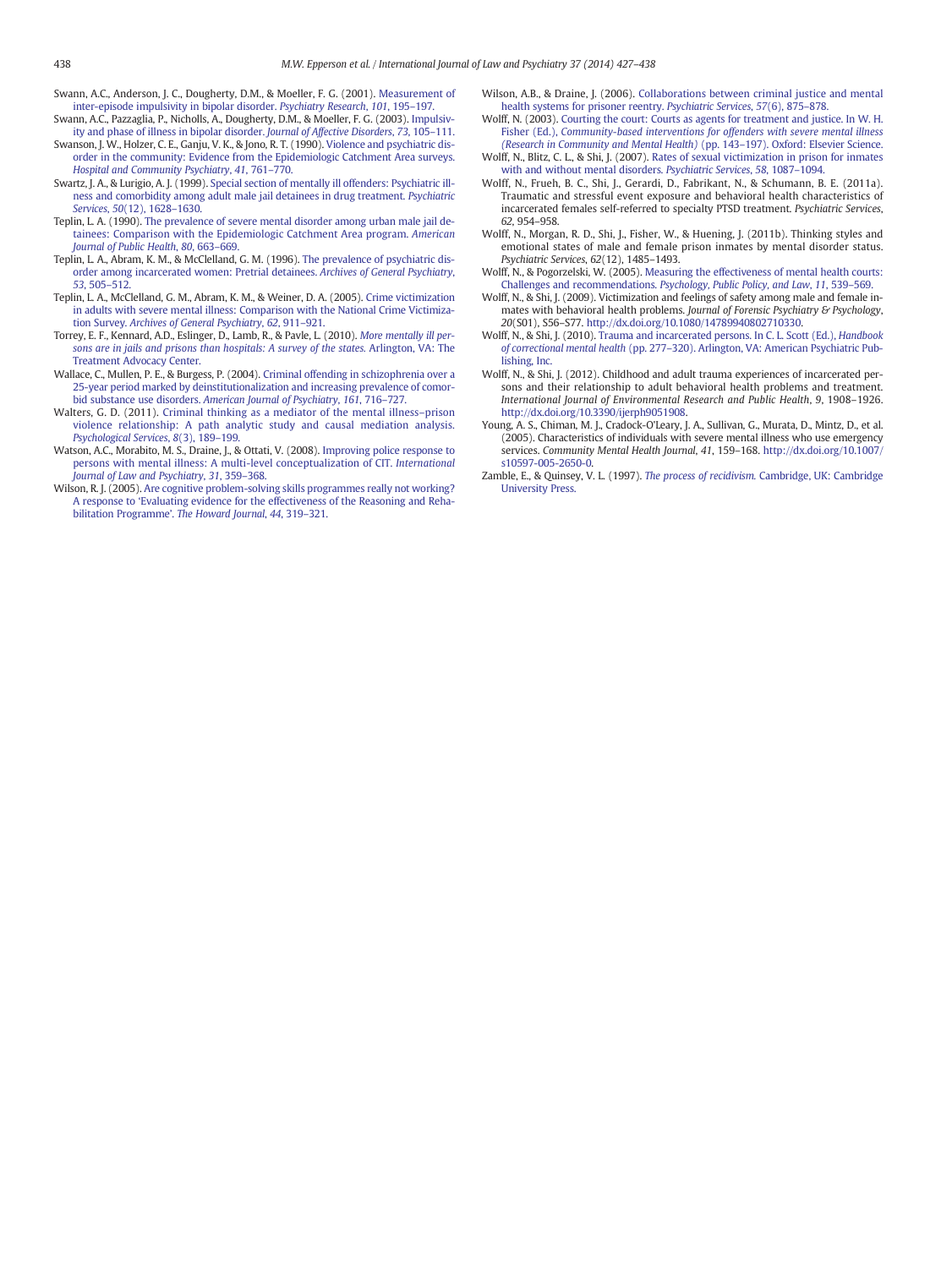Swann, A.C., Anderson, J. C., Dougherty, D.M., & Moeller, F. G. (2001). Measurement of inter-episode impulsivity in bipolar disorder. *Psychiatry Research*, *101*, 195–197.

Swann, A.C., Pazzaglia, P., Nicholls, A., Dougherty, D.M., & Moeller, F. G. (2003). Impulsivity and phase of illness in bipolar disorder. *Journal of Affective Disorders*, *73*, 105–111.

Swanson, J. W., Holzer, C. E., Ganju, V. K., & Jono, R. T. (1990). Violence and psychiatric disorder in the community: Evidence from the Epidemiologic Catchment Area surveys. *Hospital and Community Psychiatry*, *41*, 761–770.

Swartz, J. A., & Lurigio, A. J. (1999). Special section of mentally ill offenders: Psychiatric illness and comorbidity among adult male jail detainees in drug treatment. *Psychiatric Services*, *50*(12), 1628–1630.

Teplin, L. A. (1990). The prevalence of severe mental disorder among urban male jail detainees: Comparison with the Epidemiologic Catchment Area program. *American Journal of Public Health*, *80*, 663–669.

Teplin, L. A., Abram, K. M., & McClelland, G. M. (1996). The prevalence of psychiatric disorder among incarcerated women: Pretrial detainees. *Archives of General Psychiatry*, *53*, 505–512.

Teplin, L. A., McClelland, G. M., Abram, K. M., & Weiner, D. A. (2005). Crime victimization in adults with severe mental illness: Comparison with the National Crime Victimization Survey. *Archives of General Psychiatry*, *62*, 911–921.

Torrey, E. F., Kennard, A.D., Eslinger, D., Lamb, R., & Pavle, L. (2010). *More mentally ill persons are in jails and prisons than hospitals: A survey of the states.* Arlington, VA: The Treatment Advocacy Center.

Wallace, C., Mullen, P. E., & Burgess, P. (2004). Criminal offending in schizophrenia over a 25-year period marked by deinstitutionalization and increasing prevalence of comorbid substance use disorders. *American Journal of Psychiatry*, *161*, 716–727.

Walters, G. D. (2011). Criminal thinking as a mediator of the mental illness–prison violence relationship: A path analytic study and causal mediation analysis. *Psychological Services*, *8*(3), 189–199.

Watson, A.C., Morabito, M. S., Draine, J., & Ottati, V. (2008). Improving police response to persons with mental illness: A multi-level conceptualization of CIT. *International Journal of Law and Psychiatry*, *31*, 359–368.

Wilson, R. J. (2005). Are cognitive problem-solving skills programmes really not working? A response to 'Evaluating evidence for the effectiveness of the Reasoning and Rehabilitation Programme'. *The Howard Journal*, *44*, 319–321.

Wilson, A.B., & Draine, J. (2006). Collaborations between criminal justice and mental health systems for prisoner reentry. *Psychiatric Services*, *57*(6), 875–878.

Wolff, N. (2003). Courting the court: Courts as agents for treatment and justice. In W. H. Fisher (Ed.), *Community-based interventions for offenders with severe mental illness (Research in Community and Mental Health)* (pp. 143–197). Oxford: Elsevier Science.

Wolff, N., Blitz, C. L., & Shi, J. (2007). Rates of sexual victimization in prison for inmates with and without mental disorders. *Psychiatric Services*, *58*, 1087–1094.

Wolff, N., Frueh, B. C., Shi, J., Gerardi, D., Fabrikant, N., & Schumann, B. E. (2011a). Traumatic and stressful event exposure and behavioral health characteristics of incarcerated females self-referred to specialty PTSD treatment. *Psychiatric Services*, *62*, 954–958.

Wolff, N., Morgan, R. D., Shi, J., Fisher, W., & Huening, J. (2011b). Thinking styles and emotional states of male and female prison inmates by mental disorder status. *Psychiatric Services*, *62*(12), 1485–1493.

Wolff, N., & Pogorzelski, W. (2005). Measuring the effectiveness of mental health courts: Challenges and recommendations. *Psychology, Public Policy, and Law*, *11*, 539–569.

Wolff, N., & Shi, J. (2009). Victimization and feelings of safety among male and female inmates with behavioral health problems. *Journal of Forensic Psychiatry & Psychology*, *20*(S01), S56–S77. http://dx.doi.org/10.1080/14789940802710330.

Wolff, N., & Shi, J. (2010). Trauma and incarcerated persons. In C. L. Scott (Ed.), *Handbook of correctional mental health* (pp. 277–320). Arlington, VA: American Psychiatric Publishing, Inc.

Wolff, N., & Shi, J. (2012). Childhood and adult trauma experiences of incarcerated persons and their relationship to adult behavioral health problems and treatment. *International Journal of Environmental Research and Public Health*, *9*, 1908–1926. http://dx.doi.org/10.3390/ijerph9051908.

Young, A. S., Chiman, M. J., Cradock-O'Leary, J. A., Sullivan, G., Murata, D., Mintz, D., et al. (2005). Characteristics of individuals with severe mental illness who use emergency services. *Community Mental Health Journal*, *41*, 159–168. http://dx.doi.org/10.1007/s10597-005-2650-0.

Zamble, E., & Quinsey, V. L. (1997). *The process of recidivism.* Cambridge, UK: Cambridge University Press.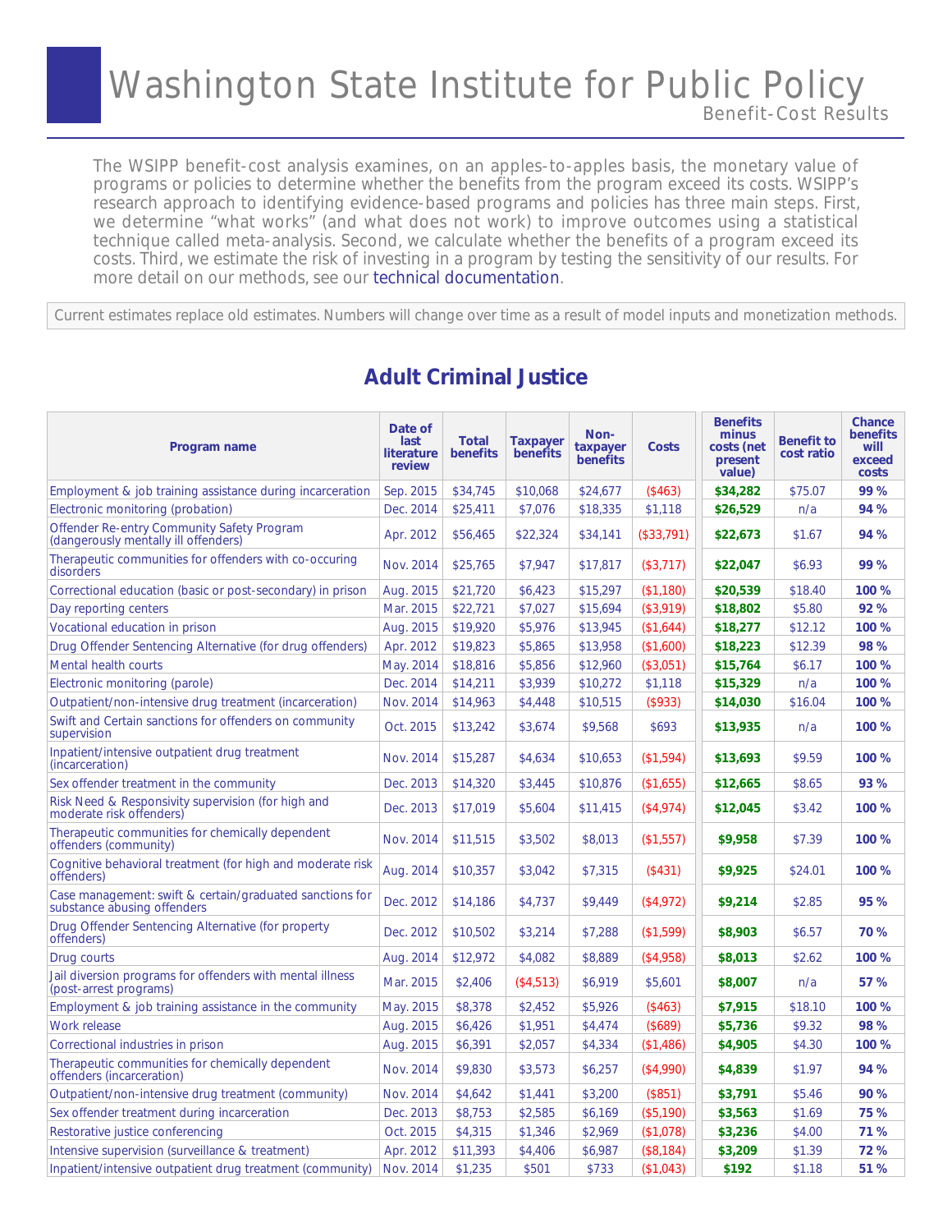# Washington State Institute for Public Policy

Benefit-Cost Results

The WSIPP benefit-cost analysis examines, on an apples-to-apples basis, the monetary value of programs or policies to determine whether the benefits from the program exceed its costs. WSIPP's research approach to identifying evidence-based programs and policies has three main steps. First, we determine "what works" (and what does not work) to improve outcomes using a statistical technique called meta-analysis. Second, we calculate whether the benefits of a program exceed its costs. Third, we estimate the risk of investing in a program by testing the sensitivity of our results. For more detail on our methods, see our technical documentation.

Current estimates replace old estimates. Numbers will change over time as a result of model inputs and monetization methods.

## Adult Criminal Justice

| Program name | Date of last literature review | Total benefits | Taxpayer benefits | Non-taxpayer benefits | Costs | Benefits minus costs (net present value) | Benefit to cost ratio | Chance benefits will exceed costs |
|---|---|---|---|---|---|---|---|---|
| Employment & job training assistance during incarceration | Sep. 2015 | $34,745 | $10,068 | $24,677 | ($463) | $34,282 | $75.07 | 99 % |
| Electronic monitoring (probation) | Dec. 2014 | $25,411 | $7,076 | $18,335 | $1,118 | $26,529 | n/a | 94 % |
| Offender Re-entry Community Safety Program (dangerously mentally ill offenders) | Apr. 2012 | $56,465 | $22,324 | $34,141 | ($33,791) | $22,673 | $1.67 | 94 % |
| Therapeutic communities for offenders with co-occuring disorders | Nov. 2014 | $25,765 | $7,947 | $17,817 | ($3,717) | $22,047 | $6.93 | 99 % |
| Correctional education (basic or post-secondary) in prison | Aug. 2015 | $21,720 | $6,423 | $15,297 | ($1,180) | $20,539 | $18.40 | 100 % |
| Day reporting centers | Mar. 2015 | $22,721 | $7,027 | $15,694 | ($3,919) | $18,802 | $5.80 | 92 % |
| Vocational education in prison | Aug. 2015 | $19,920 | $5,976 | $13,945 | ($1,644) | $18,277 | $12.12 | 100 % |
| Drug Offender Sentencing Alternative (for drug offenders) | Apr. 2012 | $19,823 | $5,865 | $13,958 | ($1,600) | $18,223 | $12.39 | 98 % |
| Mental health courts | May. 2014 | $18,816 | $5,856 | $12,960 | ($3,051) | $15,764 | $6.17 | 100 % |
| Electronic monitoring (parole) | Dec. 2014 | $14,211 | $3,939 | $10,272 | $1,118 | $15,329 | n/a | 100 % |
| Outpatient/non-intensive drug treatment (incarceration) | Nov. 2014 | $14,963 | $4,448 | $10,515 | ($933) | $14,030 | $16.04 | 100 % |
| Swift and Certain sanctions for offenders on community supervision | Oct. 2015 | $13,242 | $3,674 | $9,568 | $693 | $13,935 | n/a | 100 % |
| Inpatient/intensive outpatient drug treatment (incarceration) | Nov. 2014 | $15,287 | $4,634 | $10,653 | ($1,594) | $13,693 | $9.59 | 100 % |
| Sex offender treatment in the community | Dec. 2013 | $14,320 | $3,445 | $10,876 | ($1,655) | $12,665 | $8.65 | 93 % |
| Risk Need & Responsivity supervision (for high and moderate risk offenders) | Dec. 2013 | $17,019 | $5,604 | $11,415 | ($4,974) | $12,045 | $3.42 | 100 % |
| Therapeutic communities for chemically dependent offenders (community) | Nov. 2014 | $11,515 | $3,502 | $8,013 | ($1,557) | $9,958 | $7.39 | 100 % |
| Cognitive behavioral treatment (for high and moderate risk offenders) | Aug. 2014 | $10,357 | $3,042 | $7,315 | ($431) | $9,925 | $24.01 | 100 % |
| Case management: swift & certain/graduated sanctions for substance abusing offenders | Dec. 2012 | $14,186 | $4,737 | $9,449 | ($4,972) | $9,214 | $2.85 | 95 % |
| Drug Offender Sentencing Alternative (for property offenders) | Dec. 2012 | $10,502 | $3,214 | $7,288 | ($1,599) | $8,903 | $6.57 | 70 % |
| Drug courts | Aug. 2014 | $12,972 | $4,082 | $8,889 | ($4,958) | $8,013 | $2.62 | 100 % |
| Jail diversion programs for offenders with mental illness (post-arrest programs) | Mar. 2015 | $2,406 | ($4,513) | $6,919 | $5,601 | $8,007 | n/a | 57 % |
| Employment & job training assistance in the community | May. 2015 | $8,378 | $2,452 | $5,926 | ($463) | $7,915 | $18.10 | 100 % |
| Work release | Aug. 2015 | $6,426 | $1,951 | $4,474 | ($689) | $5,736 | $9.32 | 98 % |
| Correctional industries in prison | Aug. 2015 | $6,391 | $2,057 | $4,334 | ($1,486) | $4,905 | $4.30 | 100 % |
| Therapeutic communities for chemically dependent offenders (incarceration) | Nov. 2014 | $9,830 | $3,573 | $6,257 | ($4,990) | $4,839 | $1.97 | 94 % |
| Outpatient/non-intensive drug treatment (community) | Nov. 2014 | $4,642 | $1,441 | $3,200 | ($851) | $3,791 | $5.46 | 90 % |
| Sex offender treatment during incarceration | Dec. 2013 | $8,753 | $2,585 | $6,169 | ($5,190) | $3,563 | $1.69 | 75 % |
| Restorative justice conferencing | Oct. 2015 | $4,315 | $1,346 | $2,969 | ($1,078) | $3,236 | $4.00 | 71 % |
| Intensive supervision (surveillance & treatment) | Apr. 2012 | $11,393 | $4,406 | $6,987 | ($8,184) | $3,209 | $1.39 | 72 % |
| Inpatient/intensive outpatient drug treatment (community) | Nov. 2014 | $1,235 | $501 | $733 | ($1,043) | $192 | $1.18 | 51 % |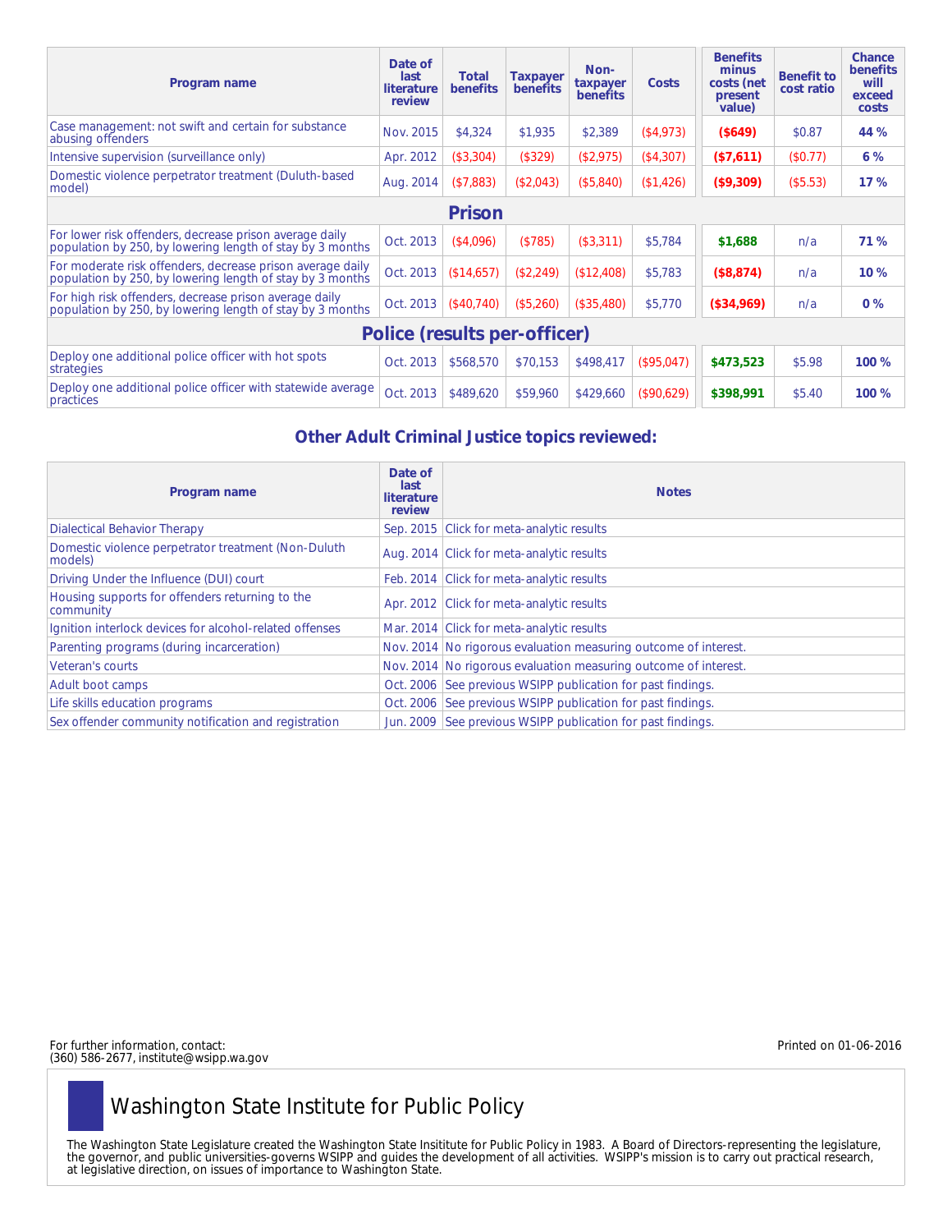| Program name | Date of last literature review | Total benefits | Taxpayer benefits | Non-taxpayer benefits | Costs | Benefits minus costs (net present value) | Benefit to cost ratio | Chance benefits will exceed costs |
|---|---|---|---|---|---|---|---|---|
| Case management: not swift and certain for substance abusing offenders | Nov. 2015 | $4,324 | $1,935 | $2,389 | ($4,973) | **($649)** | $0.87 | **44 %** |
| Intensive supervision (surveillance only) | Apr. 2012 | ($3,304) | ($329) | ($2,975) | ($4,307) | **($7,611)** | ($0.77) | **6 %** |
| Domestic violence perpetrator treatment (Duluth-based model) | Aug. 2014 | ($7,883) | ($2,043) | ($5,840) | ($1,426) | **($9,309)** | ($5.53) | **17 %** |
| **Prison** | | | | | | | | |
| For lower risk offenders, decrease prison average daily population by 250, by lowering length of stay by 3 months | Oct. 2013 | ($4,096) | ($785) | ($3,311) | $5,784 | **$1,688** | n/a | **71 %** |
| For moderate risk offenders, decrease prison average daily population by 250, by lowering length of stay by 3 months | Oct. 2013 | ($14,657) | ($2,249) | ($12,408) | $5,783 | **($8,874)** | n/a | **10 %** |
| For high risk offenders, decrease prison average daily population by 250, by lowering length of stay by 3 months | Oct. 2013 | ($40,740) | ($5,260) | ($35,480) | $5,770 | **($34,969)** | n/a | **0 %** |
| **Police (results per-officer)** | | | | | | | | |
| Deploy one additional police officer with hot spots strategies | Oct. 2013 | $568,570 | $70,153 | $498,417 | ($95,047) | **$473,523** | $5.98 | **100 %** |
| Deploy one additional police officer with statewide average practices | Oct. 2013 | $489,620 | $59,960 | $429,660 | ($90,629) | **$398,991** | $5.40 | **100 %** |

## Other Adult Criminal Justice topics reviewed:

| Program name | Date of last literature review | Notes |
|---|---|---|
| Dialectical Behavior Therapy | Sep. 2015 | Click for meta-analytic results |
| Domestic violence perpetrator treatment (Non-Duluth models) | Aug. 2014 | Click for meta-analytic results |
| Driving Under the Influence (DUI) court | Feb. 2014 | Click for meta-analytic results |
| Housing supports for offenders returning to the community | Apr. 2012 | Click for meta-analytic results |
| Ignition interlock devices for alcohol-related offenses | Mar. 2014 | Click for meta-analytic results |
| Parenting programs (during incarceration) | Nov. 2014 | No rigorous evaluation measuring outcome of interest. |
| Veteran's courts | Nov. 2014 | No rigorous evaluation measuring outcome of interest. |
| Adult boot camps | Oct. 2006 | See previous WSIPP publication for past findings. |
| Life skills education programs | Oct. 2006 | See previous WSIPP publication for past findings. |
| Sex offender community notification and registration | Jun. 2009 | See previous WSIPP publication for past findings. |

For further information, contact:
(360) 586-2677, institute@wsipp.wa.gov

Printed on 01-06-2016

## Washington State Institute for Public Policy

The Washington State Legislature created the Washington State Insititute for Public Policy in 1983. A Board of Directors-representing the legislature, the governor, and public universities-governs WSIPP and guides the development of all activities. WSIPP's mission is to carry out practical research, at legislative direction, on issues of importance to Washington State.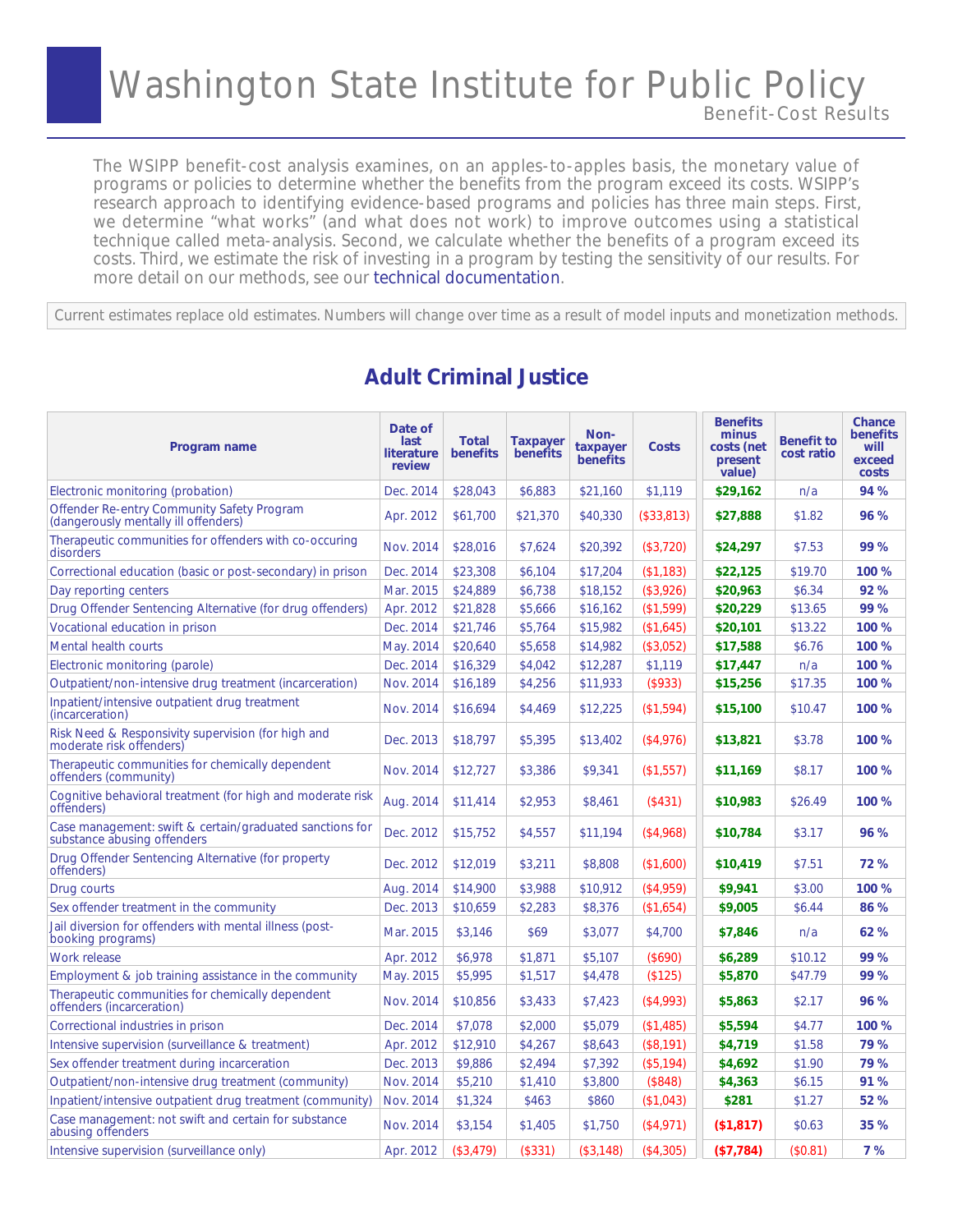# Washington State Institute for Public Policy

Benefit-Cost Results

The WSIPP benefit-cost analysis examines, on an apples-to-apples basis, the monetary value of programs or policies to determine whether the benefits from the program exceed its costs. WSIPP's research approach to identifying evidence-based programs and policies has three main steps. First, we determine "what works" (and what does not work) to improve outcomes using a statistical technique called meta-analysis. Second, we calculate whether the benefits of a program exceed its costs. Third, we estimate the risk of investing in a program by testing the sensitivity of our results. For more detail on our methods, see our technical documentation.

Current estimates replace old estimates. Numbers will change over time as a result of model inputs and monetization methods.

## Adult Criminal Justice

| Program name | Date of last literature review | Total benefits | Taxpayer benefits | Non-taxpayer benefits | Costs | Benefits minus costs (net present value) | Benefit to cost ratio | Chance benefits will exceed costs |
|---|---|---|---|---|---|---|---|---|
| Electronic monitoring (probation) | Dec. 2014 | $28,043 | $6,883 | $21,160 | $1,119 | $29,162 | n/a | 94 % |
| Offender Re-entry Community Safety Program (dangerously mentally ill offenders) | Apr. 2012 | $61,700 | $21,370 | $40,330 | ($33,813) | $27,888 | $1.82 | 96 % |
| Therapeutic communities for offenders with co-occuring disorders | Nov. 2014 | $28,016 | $7,624 | $20,392 | ($3,720) | $24,297 | $7.53 | 99 % |
| Correctional education (basic or post-secondary) in prison | Dec. 2014 | $23,308 | $6,104 | $17,204 | ($1,183) | $22,125 | $19.70 | 100 % |
| Day reporting centers | Mar. 2015 | $24,889 | $6,738 | $18,152 | ($3,926) | $20,963 | $6.34 | 92 % |
| Drug Offender Sentencing Alternative (for drug offenders) | Apr. 2012 | $21,828 | $5,666 | $16,162 | ($1,599) | $20,229 | $13.65 | 99 % |
| Vocational education in prison | Dec. 2014 | $21,746 | $5,764 | $15,982 | ($1,645) | $20,101 | $13.22 | 100 % |
| Mental health courts | May. 2014 | $20,640 | $5,658 | $14,982 | ($3,052) | $17,588 | $6.76 | 100 % |
| Electronic monitoring (parole) | Dec. 2014 | $16,329 | $4,042 | $12,287 | $1,119 | $17,447 | n/a | 100 % |
| Outpatient/non-intensive drug treatment (incarceration) | Nov. 2014 | $16,189 | $4,256 | $11,933 | ($933) | $15,256 | $17.35 | 100 % |
| Inpatient/intensive outpatient drug treatment (incarceration) | Nov. 2014 | $16,694 | $4,469 | $12,225 | ($1,594) | $15,100 | $10.47 | 100 % |
| Risk Need & Responsivity supervision (for high and moderate risk offenders) | Dec. 2013 | $18,797 | $5,395 | $13,402 | ($4,976) | $13,821 | $3.78 | 100 % |
| Therapeutic communities for chemically dependent offenders (community) | Nov. 2014 | $12,727 | $3,386 | $9,341 | ($1,557) | $11,169 | $8.17 | 100 % |
| Cognitive behavioral treatment (for high and moderate risk offenders) | Aug. 2014 | $11,414 | $2,953 | $8,461 | ($431) | $10,983 | $26.49 | 100 % |
| Case management: swift & certain/graduated sanctions for substance abusing offenders | Dec. 2012 | $15,752 | $4,557 | $11,194 | ($4,968) | $10,784 | $3.17 | 96 % |
| Drug Offender Sentencing Alternative (for property offenders) | Dec. 2012 | $12,019 | $3,211 | $8,808 | ($1,600) | $10,419 | $7.51 | 72 % |
| Drug courts | Aug. 2014 | $14,900 | $3,988 | $10,912 | ($4,959) | $9,941 | $3.00 | 100 % |
| Sex offender treatment in the community | Dec. 2013 | $10,659 | $2,283 | $8,376 | ($1,654) | $9,005 | $6.44 | 86 % |
| Jail diversion for offenders with mental illness (post-booking programs) | Mar. 2015 | $3,146 | $69 | $3,077 | $4,700 | $7,846 | n/a | 62 % |
| Work release | Apr. 2012 | $6,978 | $1,871 | $5,107 | ($690) | $6,289 | $10.12 | 99 % |
| Employment & job training assistance in the community | May. 2015 | $5,995 | $1,517 | $4,478 | ($125) | $5,870 | $47.79 | 99 % |
| Therapeutic communities for chemically dependent offenders (incarceration) | Nov. 2014 | $10,856 | $3,433 | $7,423 | ($4,993) | $5,863 | $2.17 | 96 % |
| Correctional industries in prison | Dec. 2014 | $7,078 | $2,000 | $5,079 | ($1,485) | $5,594 | $4.77 | 100 % |
| Intensive supervision (surveillance & treatment) | Apr. 2012 | $12,910 | $4,267 | $8,643 | ($8,191) | $4,719 | $1.58 | 79 % |
| Sex offender treatment during incarceration | Dec. 2013 | $9,886 | $2,494 | $7,392 | ($5,194) | $4,692 | $1.90 | 79 % |
| Outpatient/non-intensive drug treatment (community) | Nov. 2014 | $5,210 | $1,410 | $3,800 | ($848) | $4,363 | $6.15 | 91 % |
| Inpatient/intensive outpatient drug treatment (community) | Nov. 2014 | $1,324 | $463 | $860 | ($1,043) | $281 | $1.27 | 52 % |
| Case management: not swift and certain for substance abusing offenders | Nov. 2014 | $3,154 | $1,405 | $1,750 | ($4,971) | ($1,817) | $0.63 | 35 % |
| Intensive supervision (surveillance only) | Apr. 2012 | ($3,479) | ($331) | ($3,148) | ($4,305) | ($7,784) | ($0.81) | 7 % |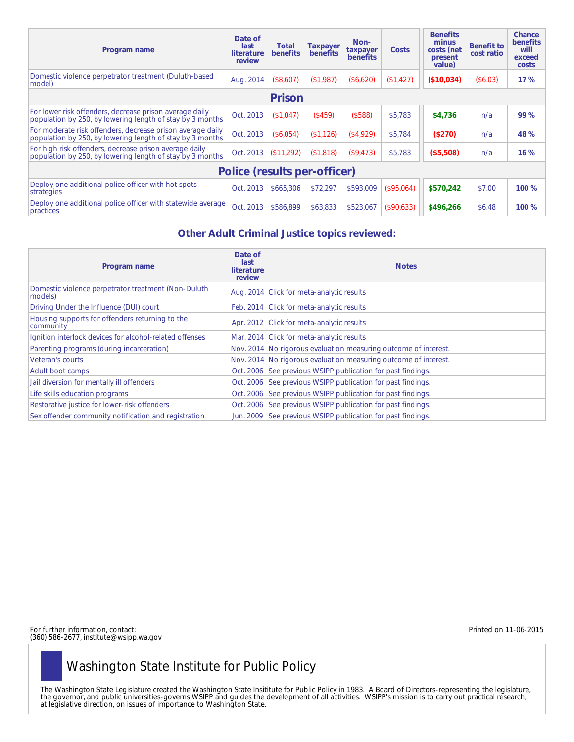| Program name | Date of last literature review | Total benefits | Taxpayer benefits | Non-taxpayer benefits | Costs | Benefits minus costs (net present value) | Benefit to cost ratio | Chance benefits will exceed costs |
|---|---|---|---|---|---|---|---|---|
| Domestic violence perpetrator treatment (Duluth-based model) | Aug. 2014 | ($8,607) | ($1,987) | ($6,620) | ($1,427) | **($10,034)** | ($6.03) | **17 %** |
| **Prison** | | | | | | | | |
| For lower risk offenders, decrease prison average daily population by 250, by lowering length of stay by 3 months | Oct. 2013 | ($1,047) | ($459) | ($588) | $5,783 | **$4,736** | n/a | **99 %** |
| For moderate risk offenders, decrease prison average daily population by 250, by lowering length of stay by 3 months | Oct. 2013 | ($6,054) | ($1,126) | ($4,929) | $5,784 | **($270)** | n/a | **48 %** |
| For high risk offenders, decrease prison average daily population by 250, by lowering length of stay by 3 months | Oct. 2013 | ($11,292) | ($1,818) | ($9,473) | $5,783 | **($5,508)** | n/a | **16 %** |
| **Police (results per-officer)** | | | | | | | | |
| Deploy one additional police officer with hot spots strategies | Oct. 2013 | $665,306 | $72,297 | $593,009 | ($95,064) | **$570,242** | $7.00 | **100 %** |
| Deploy one additional police officer with statewide average practices | Oct. 2013 | $586,899 | $63,833 | $523,067 | ($90,633) | **$496,266** | $6.48 | **100 %** |

## Other Adult Criminal Justice topics reviewed:

| Program name | Date of last literature review | Notes |
|---|---|---|
| Domestic violence perpetrator treatment (Non-Duluth models) | Aug. 2014 | Click for meta-analytic results |
| Driving Under the Influence (DUI) court | Feb. 2014 | Click for meta-analytic results |
| Housing supports for offenders returning to the community | Apr. 2012 | Click for meta-analytic results |
| Ignition interlock devices for alcohol-related offenses | Mar. 2014 | Click for meta-analytic results |
| Parenting programs (during incarceration) | Nov. 2014 | No rigorous evaluation measuring outcome of interest. |
| Veteran's courts | Nov. 2014 | No rigorous evaluation measuring outcome of interest. |
| Adult boot camps | Oct. 2006 | See previous WSIPP publication for past findings. |
| Jail diversion for mentally ill offenders | Oct. 2006 | See previous WSIPP publication for past findings. |
| Life skills education programs | Oct. 2006 | See previous WSIPP publication for past findings. |
| Restorative justice for lower-risk offenders | Oct. 2006 | See previous WSIPP publication for past findings. |
| Sex offender community notification and registration | Jun. 2009 | See previous WSIPP publication for past findings. |

For further information, contact:
(360) 586-2677, institute@wsipp.wa.gov

Printed on 11-06-2015

Washington State Institute for Public Policy

The Washington State Legislature created the Washington State Insititute for Public Policy in 1983. A Board of Directors-representing the legislature, the governor, and public universities-governs WSIPP and guides the development of all activities. WSIPP's mission is to carry out practical research, at legislative direction, on issues of importance to Washington State.